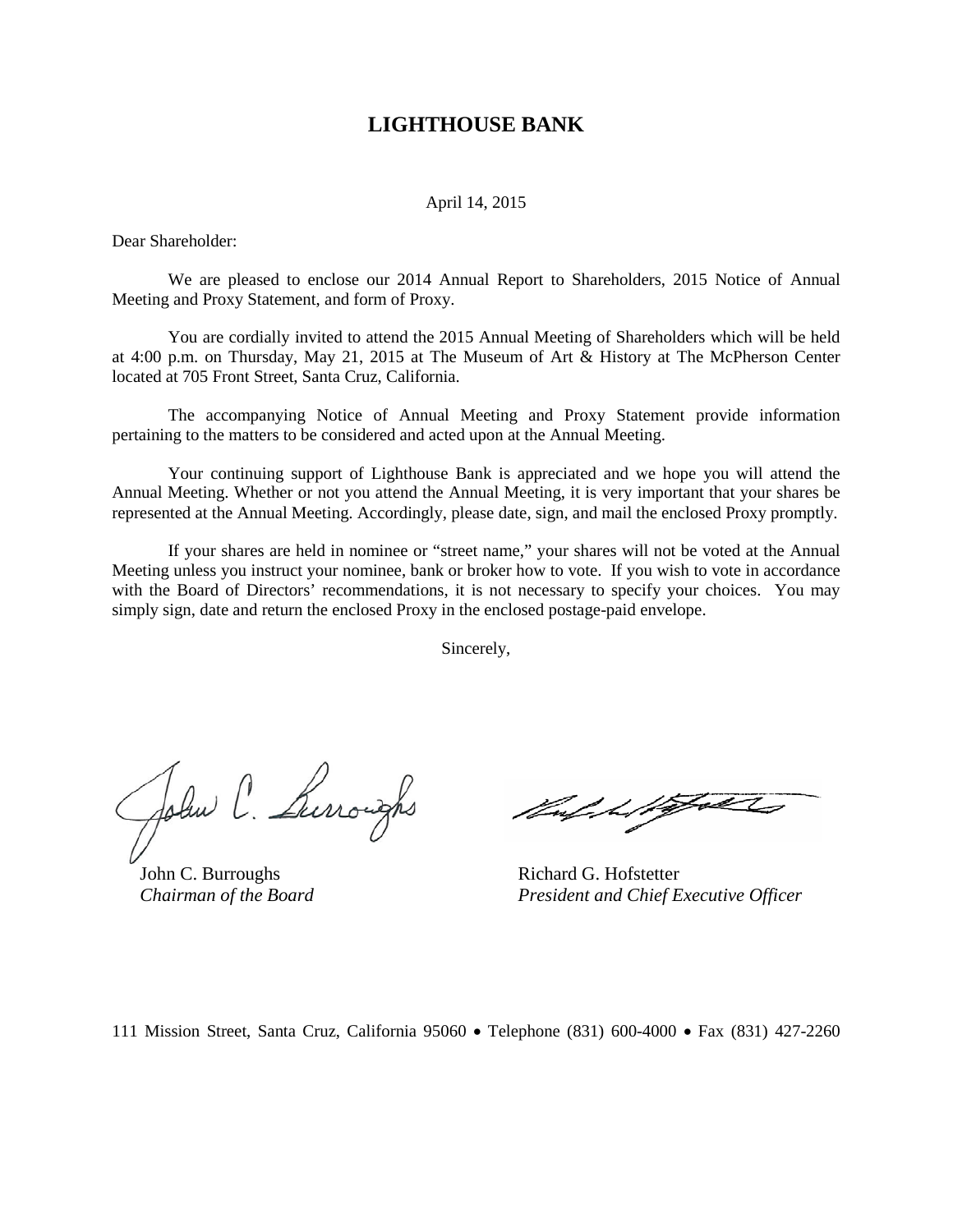# LIGHTHOUSE BANK

April 14, 2015

Dear Shareholder:

We are pleased to enclose our 2014 Annual Report to Shareholders, 2015 Notice of Annual Meeting and Proxy Statement, and form of Proxy.

You are cordially invited to attend the 2015 Annual Meeting of Shareholders which will be held at 4:00 p.m. on Thursday, May 21, 2015 at The Museum of Art & History at The McPherson Center located at 705 Front Street, Santa Cruz, California.

The accompanying Notice of Annual Meeting and Proxy Statement provide information pertaining to the matters to be considered and acted upon at the Annual Meeting.

Your continuing support of Lighthouse Bank is appreciated and we hope you will attend the Annual Meeting. Whether or not you attend the Annual Meeting, it is very important that your shares be represented at the Annual Meeting. Accordingly, please date, sign, and mail the enclosed Proxy promptly.

If your shares are held in nominee or "street name," your shares will not be voted at the Annual Meeting unless you instruct your nominee, bank or broker how to vote. If you wish to vote in accordance with the Board of Directors' recommendations, it is not necessary to specify your choices. You may simply sign, date and return the enclosed Proxy in the enclosed postage-paid envelope.

Sincerely,

John C. Burroughs
*Chairman of the Board*

Richard G. Hofstetter
*President and Chief Executive Officer*

111 Mission Street, Santa Cruz, California 95060 • Telephone (831) 600-4000 • Fax (831) 427-2260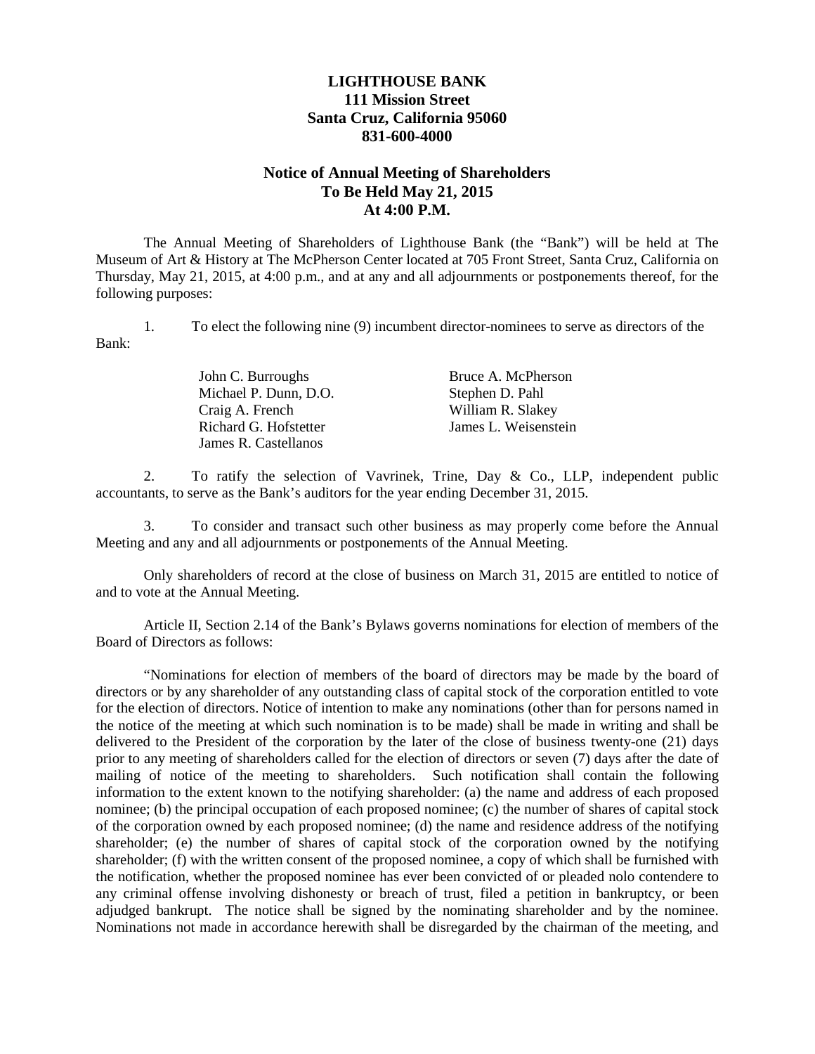**LIGHTHOUSE BANK**
**111 Mission Street**
**Santa Cruz, California 95060**
**831-600-4000**

## Notice of Annual Meeting of Shareholders
## To Be Held May 21, 2015
## At 4:00 P.M.

The Annual Meeting of Shareholders of Lighthouse Bank (the "Bank") will be held at The Museum of Art & History at The McPherson Center located at 705 Front Street, Santa Cruz, California on Thursday, May 21, 2015, at 4:00 p.m., and at any and all adjournments or postponements thereof, for the following purposes:

1. To elect the following nine (9) incumbent director-nominees to serve as directors of the Bank:

   John C. Burroughs
   Michael P. Dunn, D.O.
   Craig A. French
   Richard G. Hofstetter
   James R. Castellanos
   Bruce A. McPherson
   Stephen D. Pahl
   William R. Slakey
   James L. Weisenstein

2. To ratify the selection of Vavrinek, Trine, Day & Co., LLP, independent public accountants, to serve as the Bank's auditors for the year ending December 31, 2015.

3. To consider and transact such other business as may properly come before the Annual Meeting and any and all adjournments or postponements of the Annual Meeting.

Only shareholders of record at the close of business on March 31, 2015 are entitled to notice of and to vote at the Annual Meeting.

Article II, Section 2.14 of the Bank's Bylaws governs nominations for election of members of the Board of Directors as follows:

"Nominations for election of members of the board of directors may be made by the board of directors or by any shareholder of any outstanding class of capital stock of the corporation entitled to vote for the election of directors. Notice of intention to make any nominations (other than for persons named in the notice of the meeting at which such nomination is to be made) shall be made in writing and shall be delivered to the President of the corporation by the later of the close of business twenty-one (21) days prior to any meeting of shareholders called for the election of directors or seven (7) days after the date of mailing of notice of the meeting to shareholders. Such notification shall contain the following information to the extent known to the notifying shareholder: (a) the name and address of each proposed nominee; (b) the principal occupation of each proposed nominee; (c) the number of shares of capital stock of the corporation owned by each proposed nominee; (d) the name and residence address of the notifying shareholder; (e) the number of shares of capital stock of the corporation owned by the notifying shareholder; (f) with the written consent of the proposed nominee, a copy of which shall be furnished with the notification, whether the proposed nominee has ever been convicted of or pleaded nolo contendere to any criminal offense involving dishonesty or breach of trust, filed a petition in bankruptcy, or been adjudged bankrupt. The notice shall be signed by the nominating shareholder and by the nominee. Nominations not made in accordance herewith shall be disregarded by the chairman of the meeting, and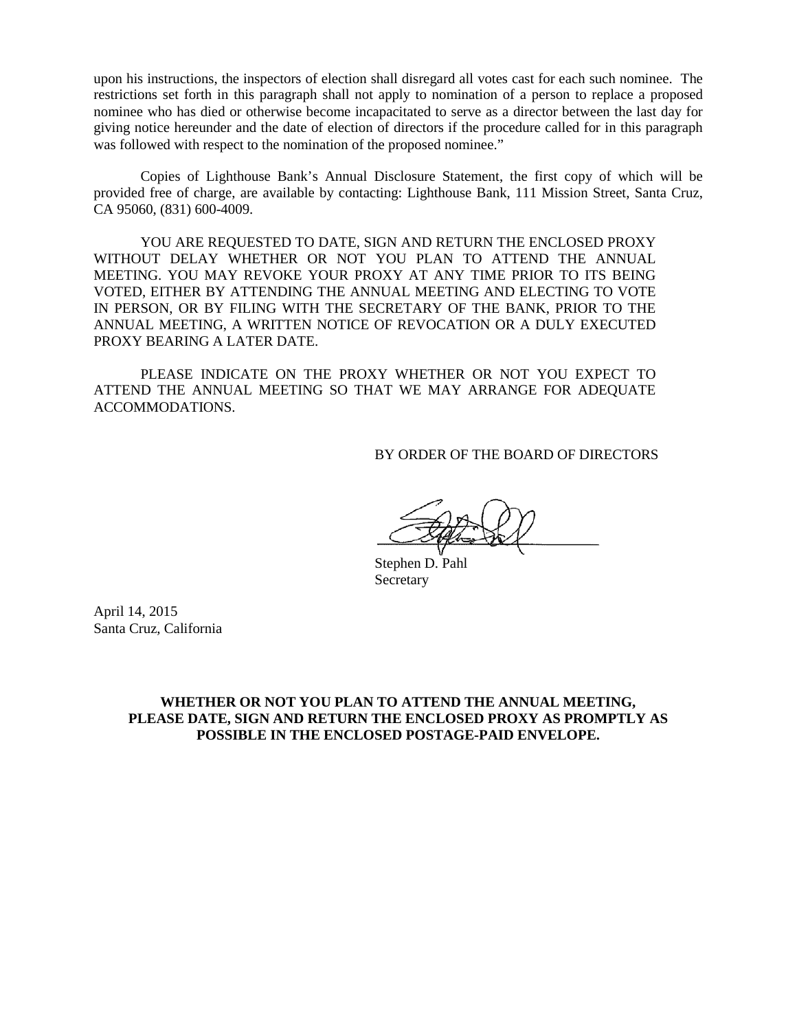upon his instructions, the inspectors of election shall disregard all votes cast for each such nominee. The restrictions set forth in this paragraph shall not apply to nomination of a person to replace a proposed nominee who has died or otherwise become incapacitated to serve as a director between the last day for giving notice hereunder and the date of election of directors if the procedure called for in this paragraph was followed with respect to the nomination of the proposed nominee."

Copies of Lighthouse Bank's Annual Disclosure Statement, the first copy of which will be provided free of charge, are available by contacting: Lighthouse Bank, 111 Mission Street, Santa Cruz, CA 95060, (831) 600-4009.

YOU ARE REQUESTED TO DATE, SIGN AND RETURN THE ENCLOSED PROXY WITHOUT DELAY WHETHER OR NOT YOU PLAN TO ATTEND THE ANNUAL MEETING. YOU MAY REVOKE YOUR PROXY AT ANY TIME PRIOR TO ITS BEING VOTED, EITHER BY ATTENDING THE ANNUAL MEETING AND ELECTING TO VOTE IN PERSON, OR BY FILING WITH THE SECRETARY OF THE BANK, PRIOR TO THE ANNUAL MEETING, A WRITTEN NOTICE OF REVOCATION OR A DULY EXECUTED PROXY BEARING A LATER DATE.

PLEASE INDICATE ON THE PROXY WHETHER OR NOT YOU EXPECT TO ATTEND THE ANNUAL MEETING SO THAT WE MAY ARRANGE FOR ADEQUATE ACCOMMODATIONS.

BY ORDER OF THE BOARD OF DIRECTORS

Stephen D. Pahl
Secretary

April 14, 2015
Santa Cruz, California

**WHETHER OR NOT YOU PLAN TO ATTEND THE ANNUAL MEETING, PLEASE DATE, SIGN AND RETURN THE ENCLOSED PROXY AS PROMPTLY AS POSSIBLE IN THE ENCLOSED POSTAGE-PAID ENVELOPE.**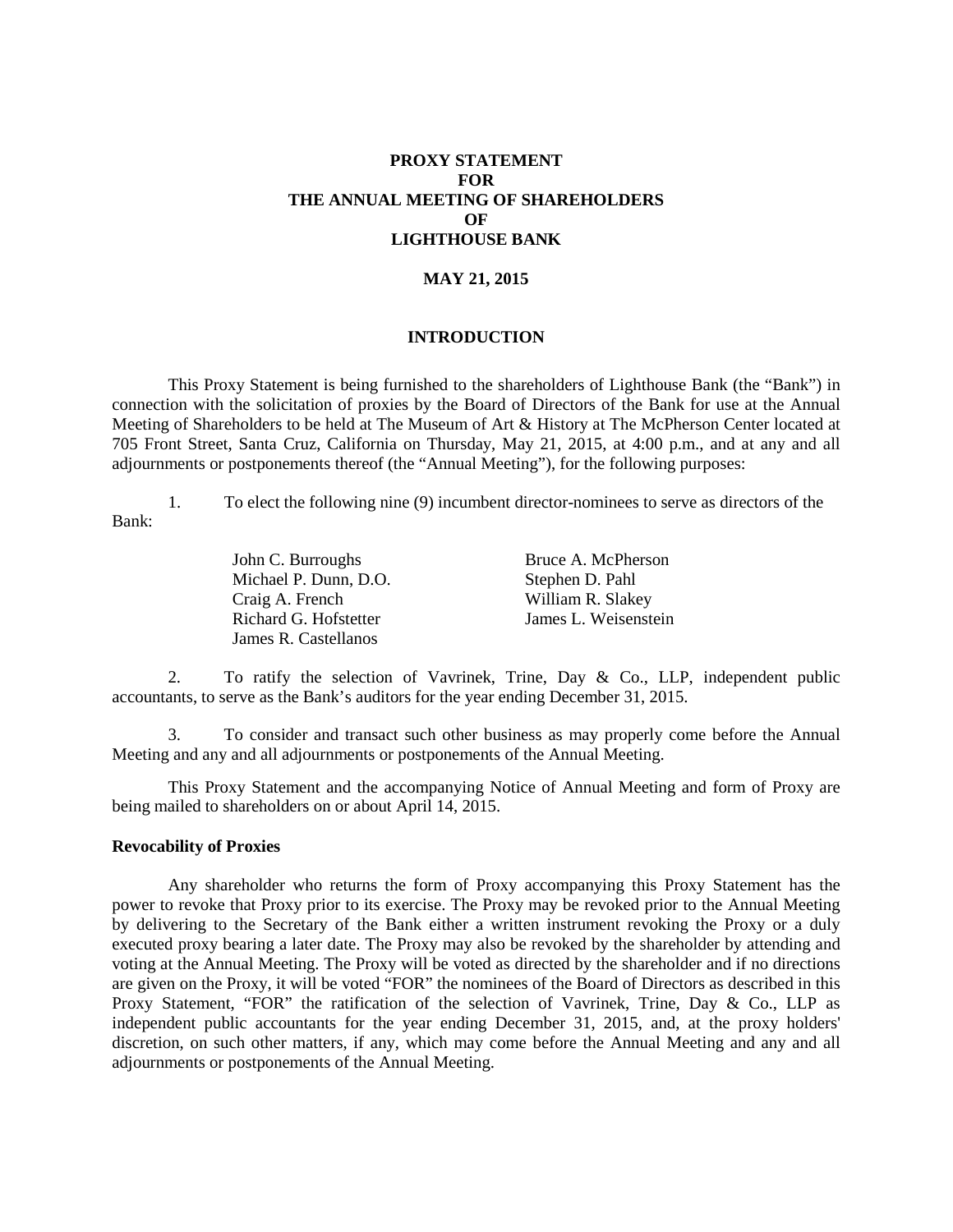# PROXY STATEMENT
# FOR
# THE ANNUAL MEETING OF SHAREHOLDERS
# OF
# LIGHTHOUSE BANK

**MAY 21, 2015**

## INTRODUCTION

This Proxy Statement is being furnished to the shareholders of Lighthouse Bank (the "Bank") in connection with the solicitation of proxies by the Board of Directors of the Bank for use at the Annual Meeting of Shareholders to be held at The Museum of Art & History at The McPherson Center located at 705 Front Street, Santa Cruz, California on Thursday, May 21, 2015, at 4:00 p.m., and at any and all adjournments or postponements thereof (the "Annual Meeting"), for the following purposes:

1. To elect the following nine (9) incumbent director-nominees to serve as directors of the Bank:

| | |
|---|---|
| John C. Burroughs | Bruce A. McPherson |
| Michael P. Dunn, D.O. | Stephen D. Pahl |
| Craig A. French | William R. Slakey |
| Richard G. Hofstetter | James L. Weisenstein |
| James R. Castellanos | |

2. To ratify the selection of Vavrinek, Trine, Day & Co., LLP, independent public accountants, to serve as the Bank's auditors for the year ending December 31, 2015.

3. To consider and transact such other business as may properly come before the Annual Meeting and any and all adjournments or postponements of the Annual Meeting.

This Proxy Statement and the accompanying Notice of Annual Meeting and form of Proxy are being mailed to shareholders on or about April 14, 2015.

**Revocability of Proxies**

Any shareholder who returns the form of Proxy accompanying this Proxy Statement has the power to revoke that Proxy prior to its exercise. The Proxy may be revoked prior to the Annual Meeting by delivering to the Secretary of the Bank either a written instrument revoking the Proxy or a duly executed proxy bearing a later date. The Proxy may also be revoked by the shareholder by attending and voting at the Annual Meeting. The Proxy will be voted as directed by the shareholder and if no directions are given on the Proxy, it will be voted "FOR" the nominees of the Board of Directors as described in this Proxy Statement, "FOR" the ratification of the selection of Vavrinek, Trine, Day & Co., LLP as independent public accountants for the year ending December 31, 2015, and, at the proxy holders' discretion, on such other matters, if any, which may come before the Annual Meeting and any and all adjournments or postponements of the Annual Meeting.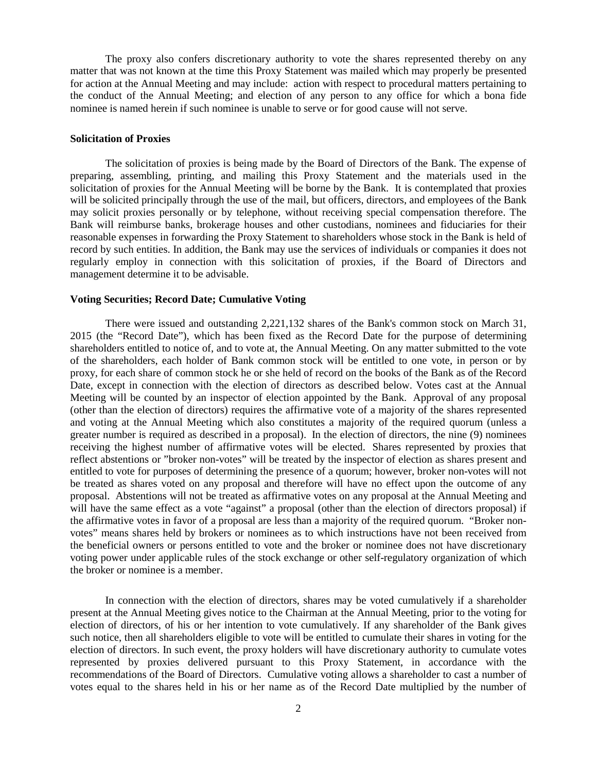The proxy also confers discretionary authority to vote the shares represented thereby on any matter that was not known at the time this Proxy Statement was mailed which may properly be presented for action at the Annual Meeting and may include: action with respect to procedural matters pertaining to the conduct of the Annual Meeting; and election of any person to any office for which a bona fide nominee is named herein if such nominee is unable to serve or for good cause will not serve.

**Solicitation of Proxies**

The solicitation of proxies is being made by the Board of Directors of the Bank. The expense of preparing, assembling, printing, and mailing this Proxy Statement and the materials used in the solicitation of proxies for the Annual Meeting will be borne by the Bank. It is contemplated that proxies will be solicited principally through the use of the mail, but officers, directors, and employees of the Bank may solicit proxies personally or by telephone, without receiving special compensation therefore. The Bank will reimburse banks, brokerage houses and other custodians, nominees and fiduciaries for their reasonable expenses in forwarding the Proxy Statement to shareholders whose stock in the Bank is held of record by such entities. In addition, the Bank may use the services of individuals or companies it does not regularly employ in connection with this solicitation of proxies, if the Board of Directors and management determine it to be advisable.

**Voting Securities; Record Date; Cumulative Voting**

There were issued and outstanding 2,221,132 shares of the Bank's common stock on March 31, 2015 (the "Record Date"), which has been fixed as the Record Date for the purpose of determining shareholders entitled to notice of, and to vote at, the Annual Meeting. On any matter submitted to the vote of the shareholders, each holder of Bank common stock will be entitled to one vote, in person or by proxy, for each share of common stock he or she held of record on the books of the Bank as of the Record Date, except in connection with the election of directors as described below. Votes cast at the Annual Meeting will be counted by an inspector of election appointed by the Bank. Approval of any proposal (other than the election of directors) requires the affirmative vote of a majority of the shares represented and voting at the Annual Meeting which also constitutes a majority of the required quorum (unless a greater number is required as described in a proposal). In the election of directors, the nine (9) nominees receiving the highest number of affirmative votes will be elected. Shares represented by proxies that reflect abstentions or "broker non-votes" will be treated by the inspector of election as shares present and entitled to vote for purposes of determining the presence of a quorum; however, broker non-votes will not be treated as shares voted on any proposal and therefore will have no effect upon the outcome of any proposal. Abstentions will not be treated as affirmative votes on any proposal at the Annual Meeting and will have the same effect as a vote "against" a proposal (other than the election of directors proposal) if the affirmative votes in favor of a proposal are less than a majority of the required quorum. "Broker non-votes" means shares held by brokers or nominees as to which instructions have not been received from the beneficial owners or persons entitled to vote and the broker or nominee does not have discretionary voting power under applicable rules of the stock exchange or other self-regulatory organization of which the broker or nominee is a member.

In connection with the election of directors, shares may be voted cumulatively if a shareholder present at the Annual Meeting gives notice to the Chairman at the Annual Meeting, prior to the voting for election of directors, of his or her intention to vote cumulatively. If any shareholder of the Bank gives such notice, then all shareholders eligible to vote will be entitled to cumulate their shares in voting for the election of directors. In such event, the proxy holders will have discretionary authority to cumulate votes represented by proxies delivered pursuant to this Proxy Statement, in accordance with the recommendations of the Board of Directors. Cumulative voting allows a shareholder to cast a number of votes equal to the shares held in his or her name as of the Record Date multiplied by the number of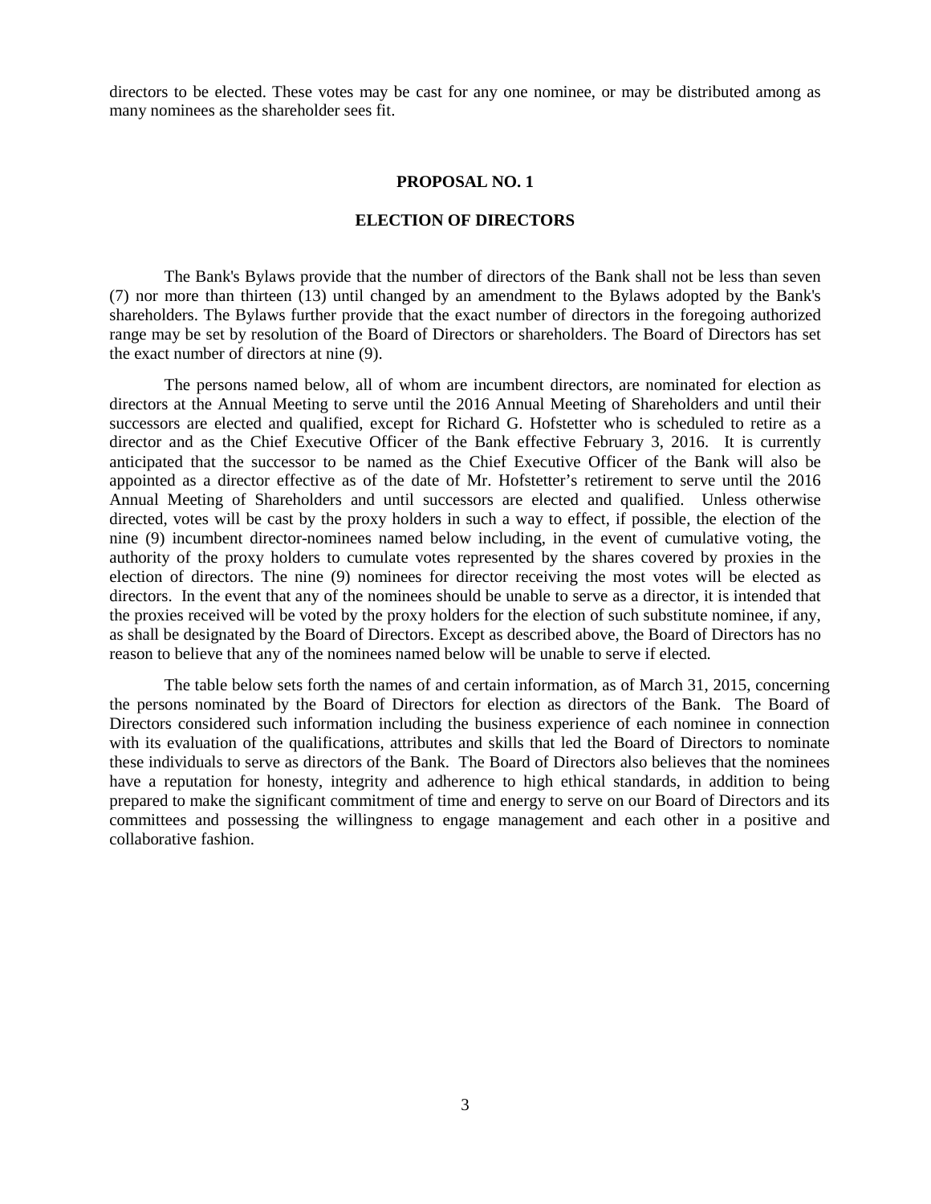directors to be elected. These votes may be cast for any one nominee, or may be distributed among as many nominees as the shareholder sees fit.

## PROPOSAL NO. 1

## ELECTION OF DIRECTORS

The Bank's Bylaws provide that the number of directors of the Bank shall not be less than seven (7) nor more than thirteen (13) until changed by an amendment to the Bylaws adopted by the Bank's shareholders. The Bylaws further provide that the exact number of directors in the foregoing authorized range may be set by resolution of the Board of Directors or shareholders. The Board of Directors has set the exact number of directors at nine (9).

The persons named below, all of whom are incumbent directors, are nominated for election as directors at the Annual Meeting to serve until the 2016 Annual Meeting of Shareholders and until their successors are elected and qualified, except for Richard G. Hofstetter who is scheduled to retire as a director and as the Chief Executive Officer of the Bank effective February 3, 2016. It is currently anticipated that the successor to be named as the Chief Executive Officer of the Bank will also be appointed as a director effective as of the date of Mr. Hofstetter's retirement to serve until the 2016 Annual Meeting of Shareholders and until successors are elected and qualified. Unless otherwise directed, votes will be cast by the proxy holders in such a way to effect, if possible, the election of the nine (9) incumbent director-nominees named below including, in the event of cumulative voting, the authority of the proxy holders to cumulate votes represented by the shares covered by proxies in the election of directors. The nine (9) nominees for director receiving the most votes will be elected as directors. In the event that any of the nominees should be unable to serve as a director, it is intended that the proxies received will be voted by the proxy holders for the election of such substitute nominee, if any, as shall be designated by the Board of Directors. Except as described above, the Board of Directors has no reason to believe that any of the nominees named below will be unable to serve if elected.

The table below sets forth the names of and certain information, as of March 31, 2015, concerning the persons nominated by the Board of Directors for election as directors of the Bank. The Board of Directors considered such information including the business experience of each nominee in connection with its evaluation of the qualifications, attributes and skills that led the Board of Directors to nominate these individuals to serve as directors of the Bank. The Board of Directors also believes that the nominees have a reputation for honesty, integrity and adherence to high ethical standards, in addition to being prepared to make the significant commitment of time and energy to serve on our Board of Directors and its committees and possessing the willingness to engage management and each other in a positive and collaborative fashion.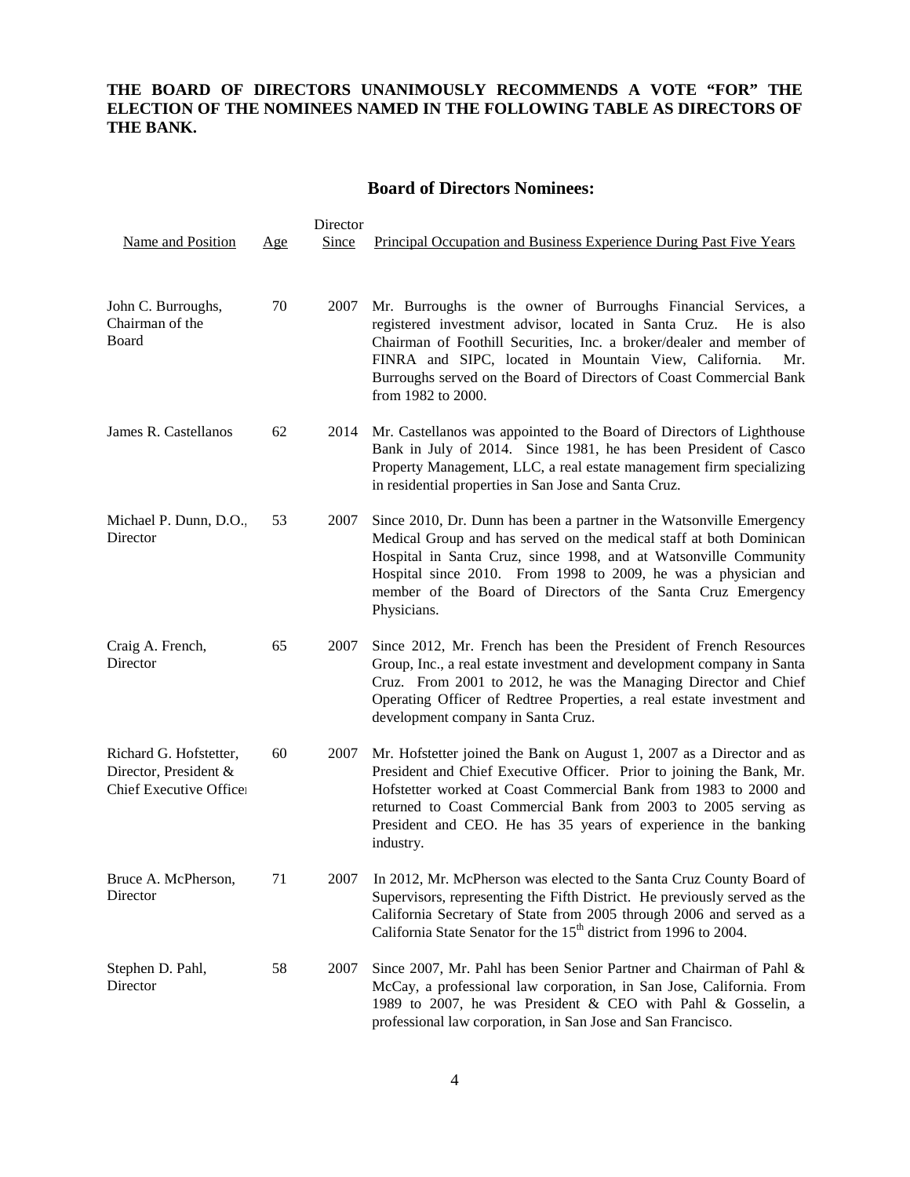**THE BOARD OF DIRECTORS UNANIMOUSLY RECOMMENDS A VOTE "FOR" THE ELECTION OF THE NOMINEES NAMED IN THE FOLLOWING TABLE AS DIRECTORS OF THE BANK.**

## Board of Directors Nominees:

| Name and Position | Age | Director Since | Principal Occupation and Business Experience During Past Five Years |
|---|---|---|---|
| John C. Burroughs, Chairman of the Board | 70 | 2007 | Mr. Burroughs is the owner of Burroughs Financial Services, a registered investment advisor, located in Santa Cruz. He is also Chairman of Foothill Securities, Inc. a broker/dealer and member of FINRA and SIPC, located in Mountain View, California. Mr. Burroughs served on the Board of Directors of Coast Commercial Bank from 1982 to 2000. |
| James R. Castellanos | 62 | 2014 | Mr. Castellanos was appointed to the Board of Directors of Lighthouse Bank in July of 2014. Since 1981, he has been President of Casco Property Management, LLC, a real estate management firm specializing in residential properties in San Jose and Santa Cruz. |
| Michael P. Dunn, D.O., Director | 53 | 2007 | Since 2010, Dr. Dunn has been a partner in the Watsonville Emergency Medical Group and has served on the medical staff at both Dominican Hospital in Santa Cruz, since 1998, and at Watsonville Community Hospital since 2010. From 1998 to 2009, he was a physician and member of the Board of Directors of the Santa Cruz Emergency Physicians. |
| Craig A. French, Director | 65 | 2007 | Since 2012, Mr. French has been the President of French Resources Group, Inc., a real estate investment and development company in Santa Cruz. From 2001 to 2012, he was the Managing Director and Chief Operating Officer of Redtree Properties, a real estate investment and development company in Santa Cruz. |
| Richard G. Hofstetter, Director, President & Chief Executive Officer | 60 | 2007 | Mr. Hofstetter joined the Bank on August 1, 2007 as a Director and as President and Chief Executive Officer. Prior to joining the Bank, Mr. Hofstetter worked at Coast Commercial Bank from 1983 to 2000 and returned to Coast Commercial Bank from 2003 to 2005 serving as President and CEO. He has 35 years of experience in the banking industry. |
| Bruce A. McPherson, Director | 71 | 2007 | In 2012, Mr. McPherson was elected to the Santa Cruz County Board of Supervisors, representing the Fifth District. He previously served as the California Secretary of State from 2005 through 2006 and served as a California State Senator for the 15th district from 1996 to 2004. |
| Stephen D. Pahl, Director | 58 | 2007 | Since 2007, Mr. Pahl has been Senior Partner and Chairman of Pahl & McCay, a professional law corporation, in San Jose, California. From 1989 to 2007, he was President & CEO with Pahl & Gosselin, a professional law corporation, in San Jose and San Francisco. |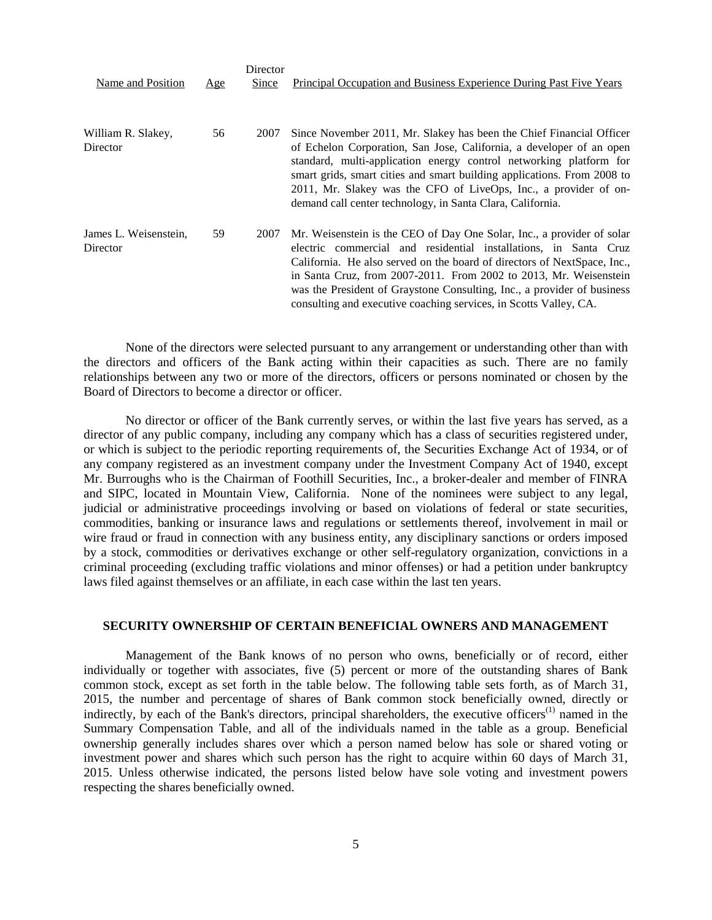| Name and Position | Age | Director Since | Principal Occupation and Business Experience During Past Five Years |
|---|---|---|---|
| William R. Slakey, Director | 56 | 2007 | Since November 2011, Mr. Slakey has been the Chief Financial Officer of Echelon Corporation, San Jose, California, a developer of an open standard, multi-application energy control networking platform for smart grids, smart cities and smart building applications. From 2008 to 2011, Mr. Slakey was the CFO of LiveOps, Inc., a provider of on-demand call center technology, in Santa Clara, California. |
| James L. Weisenstein, Director | 59 | 2007 | Mr. Weisenstein is the CEO of Day One Solar, Inc., a provider of solar electric commercial and residential installations, in Santa Cruz California. He also served on the board of directors of NextSpace, Inc., in Santa Cruz, from 2007-2011. From 2002 to 2013, Mr. Weisenstein was the President of Graystone Consulting, Inc., a provider of business consulting and executive coaching services, in Scotts Valley, CA. |

None of the directors were selected pursuant to any arrangement or understanding other than with the directors and officers of the Bank acting within their capacities as such. There are no family relationships between any two or more of the directors, officers or persons nominated or chosen by the Board of Directors to become a director or officer.

No director or officer of the Bank currently serves, or within the last five years has served, as a director of any public company, including any company which has a class of securities registered under, or which is subject to the periodic reporting requirements of, the Securities Exchange Act of 1934, or of any company registered as an investment company under the Investment Company Act of 1940, except Mr. Burroughs who is the Chairman of Foothill Securities, Inc., a broker-dealer and member of FINRA and SIPC, located in Mountain View, California. None of the nominees were subject to any legal, judicial or administrative proceedings involving or based on violations of federal or state securities, commodities, banking or insurance laws and regulations or settlements thereof, involvement in mail or wire fraud or fraud in connection with any business entity, any disciplinary sanctions or orders imposed by a stock, commodities or derivatives exchange or other self-regulatory organization, convictions in a criminal proceeding (excluding traffic violations and minor offenses) or had a petition under bankruptcy laws filed against themselves or an affiliate, in each case within the last ten years.

## SECURITY OWNERSHIP OF CERTAIN BENEFICIAL OWNERS AND MANAGEMENT

Management of the Bank knows of no person who owns, beneficially or of record, either individually or together with associates, five (5) percent or more of the outstanding shares of Bank common stock, except as set forth in the table below. The following table sets forth, as of March 31, 2015, the number and percentage of shares of Bank common stock beneficially owned, directly or indirectly, by each of the Bank's directors, principal shareholders, the executive officers[(1)] named in the Summary Compensation Table, and all of the individuals named in the table as a group. Beneficial ownership generally includes shares over which a person named below has sole or shared voting or investment power and shares which such person has the right to acquire within 60 days of March 31, 2015. Unless otherwise indicated, the persons listed below have sole voting and investment powers respecting the shares beneficially owned.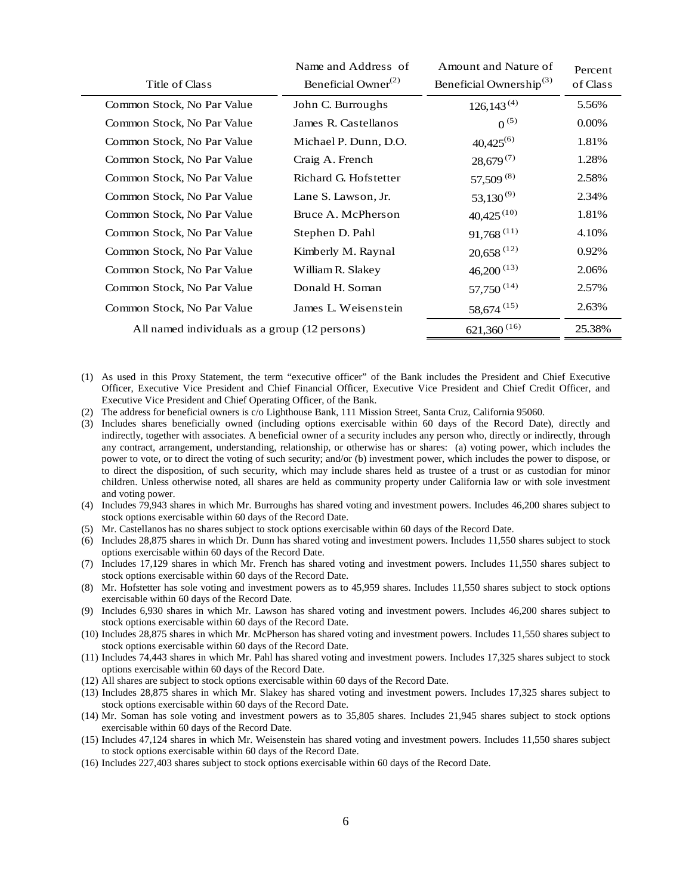| Title of Class | Name and Address of Beneficial Owner[(2)] | Amount and Nature of Beneficial Ownership[(3)] | Percent of Class |
|---|---|---|---|
| Common Stock, No Par Value | John C. Burroughs | 126,143 [(4)] | 5.56% |
| Common Stock, No Par Value | James R. Castellanos | 0 [(5)] | 0.00% |
| Common Stock, No Par Value | Michael P. Dunn, D.O. | 40,425[(6)] | 1.81% |
| Common Stock, No Par Value | Craig A. French | 28,679 [(7)] | 1.28% |
| Common Stock, No Par Value | Richard G. Hofstetter | 57,509 [(8)] | 2.58% |
| Common Stock, No Par Value | Lane S. Lawson, Jr. | 53,130 [(9)] | 2.34% |
| Common Stock, No Par Value | Bruce A. McPherson | 40,425 [(10)] | 1.81% |
| Common Stock, No Par Value | Stephen D. Pahl | 91,768 [(11)] | 4.10% |
| Common Stock, No Par Value | Kimberly M. Raynal | 20,658 [(12)] | 0.92% |
| Common Stock, No Par Value | William R. Slakey | 46,200 [(13)] | 2.06% |
| Common Stock, No Par Value | Donald H. Soman | 57,750 [(14)] | 2.57% |
| Common Stock, No Par Value | James L. Weisenstein | 58,674 [(15)] | 2.63% |
| All named individuals as a group (12 persons) | | 621,360 [(16)] | 25.38% |

(1) As used in this Proxy Statement, the term "executive officer" of the Bank includes the President and Chief Executive Officer, Executive Vice President and Chief Financial Officer, Executive Vice President and Chief Credit Officer, and Executive Vice President and Chief Operating Officer, of the Bank.

(2) The address for beneficial owners is c/o Lighthouse Bank, 111 Mission Street, Santa Cruz, California 95060.

(3) Includes shares beneficially owned (including options exercisable within 60 days of the Record Date), directly and indirectly, together with associates. A beneficial owner of a security includes any person who, directly or indirectly, through any contract, arrangement, understanding, relationship, or otherwise has or shares: (a) voting power, which includes the power to vote, or to direct the voting of such security; and/or (b) investment power, which includes the power to dispose, or to direct the disposition, of such security, which may include shares held as trustee of a trust or as custodian for minor children. Unless otherwise noted, all shares are held as community property under California law or with sole investment and voting power.

(4) Includes 79,943 shares in which Mr. Burroughs has shared voting and investment powers. Includes 46,200 shares subject to stock options exercisable within 60 days of the Record Date.

(5) Mr. Castellanos has no shares subject to stock options exercisable within 60 days of the Record Date.

(6) Includes 28,875 shares in which Dr. Dunn has shared voting and investment powers. Includes 11,550 shares subject to stock options exercisable within 60 days of the Record Date.

(7) Includes 17,129 shares in which Mr. French has shared voting and investment powers. Includes 11,550 shares subject to stock options exercisable within 60 days of the Record Date.

(8) Mr. Hofstetter has sole voting and investment powers as to 45,959 shares. Includes 11,550 shares subject to stock options exercisable within 60 days of the Record Date.

(9) Includes 6,930 shares in which Mr. Lawson has shared voting and investment powers. Includes 46,200 shares subject to stock options exercisable within 60 days of the Record Date.

(10) Includes 28,875 shares in which Mr. McPherson has shared voting and investment powers. Includes 11,550 shares subject to stock options exercisable within 60 days of the Record Date.

(11) Includes 74,443 shares in which Mr. Pahl has shared voting and investment powers. Includes 17,325 shares subject to stock options exercisable within 60 days of the Record Date.

(12) All shares are subject to stock options exercisable within 60 days of the Record Date.

(13) Includes 28,875 shares in which Mr. Slakey has shared voting and investment powers. Includes 17,325 shares subject to stock options exercisable within 60 days of the Record Date.

(14) Mr. Soman has sole voting and investment powers as to 35,805 shares. Includes 21,945 shares subject to stock options exercisable within 60 days of the Record Date.

(15) Includes 47,124 shares in which Mr. Weisenstein has shared voting and investment powers. Includes 11,550 shares subject to stock options exercisable within 60 days of the Record Date.

(16) Includes 227,403 shares subject to stock options exercisable within 60 days of the Record Date.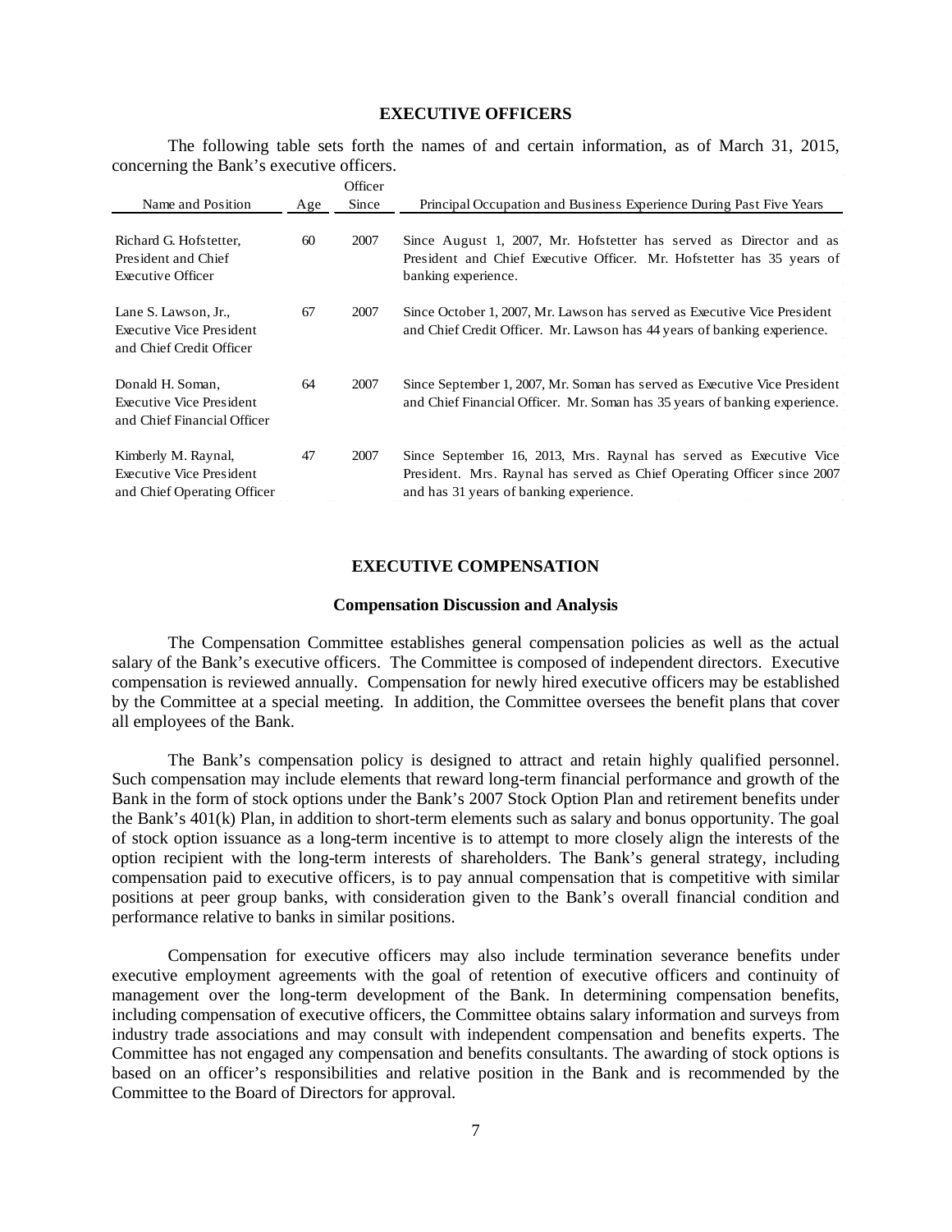## EXECUTIVE OFFICERS

The following table sets forth the names of and certain information, as of March 31, 2015, concerning the Bank's executive officers.

| Name and Position | Age | Officer Since | Principal Occupation and Business Experience During Past Five Years |
|---|---|---|---|
| Richard G. Hofstetter, President and Chief Executive Officer | 60 | 2007 | Since August 1, 2007, Mr. Hofstetter has served as Director and as President and Chief Executive Officer. Mr. Hofstetter has 35 years of banking experience. |
| Lane S. Lawson, Jr., Executive Vice President and Chief Credit Officer | 67 | 2007 | Since October 1, 2007, Mr. Lawson has served as Executive Vice President and Chief Credit Officer. Mr. Lawson has 44 years of banking experience. |
| Donald H. Soman, Executive Vice President and Chief Financial Officer | 64 | 2007 | Since September 1, 2007, Mr. Soman has served as Executive Vice President and Chief Financial Officer. Mr. Soman has 35 years of banking experience. |
| Kimberly M. Raynal, Executive Vice President and Chief Operating Officer | 47 | 2007 | Since September 16, 2013, Mrs. Raynal has served as Executive Vice President. Mrs. Raynal has served as Chief Operating Officer since 2007 and has 31 years of banking experience. |

## EXECUTIVE COMPENSATION

### Compensation Discussion and Analysis

The Compensation Committee establishes general compensation policies as well as the actual salary of the Bank's executive officers. The Committee is composed of independent directors. Executive compensation is reviewed annually. Compensation for newly hired executive officers may be established by the Committee at a special meeting. In addition, the Committee oversees the benefit plans that cover all employees of the Bank.

The Bank's compensation policy is designed to attract and retain highly qualified personnel. Such compensation may include elements that reward long-term financial performance and growth of the Bank in the form of stock options under the Bank's 2007 Stock Option Plan and retirement benefits under the Bank's 401(k) Plan, in addition to short-term elements such as salary and bonus opportunity. The goal of stock option issuance as a long-term incentive is to attempt to more closely align the interests of the option recipient with the long-term interests of shareholders. The Bank's general strategy, including compensation paid to executive officers, is to pay annual compensation that is competitive with similar positions at peer group banks, with consideration given to the Bank's overall financial condition and performance relative to banks in similar positions.

Compensation for executive officers may also include termination severance benefits under executive employment agreements with the goal of retention of executive officers and continuity of management over the long-term development of the Bank. In determining compensation benefits, including compensation of executive officers, the Committee obtains salary information and surveys from industry trade associations and may consult with independent compensation and benefits experts. The Committee has not engaged any compensation and benefits consultants. The awarding of stock options is based on an officer's responsibilities and relative position in the Bank and is recommended by the Committee to the Board of Directors for approval.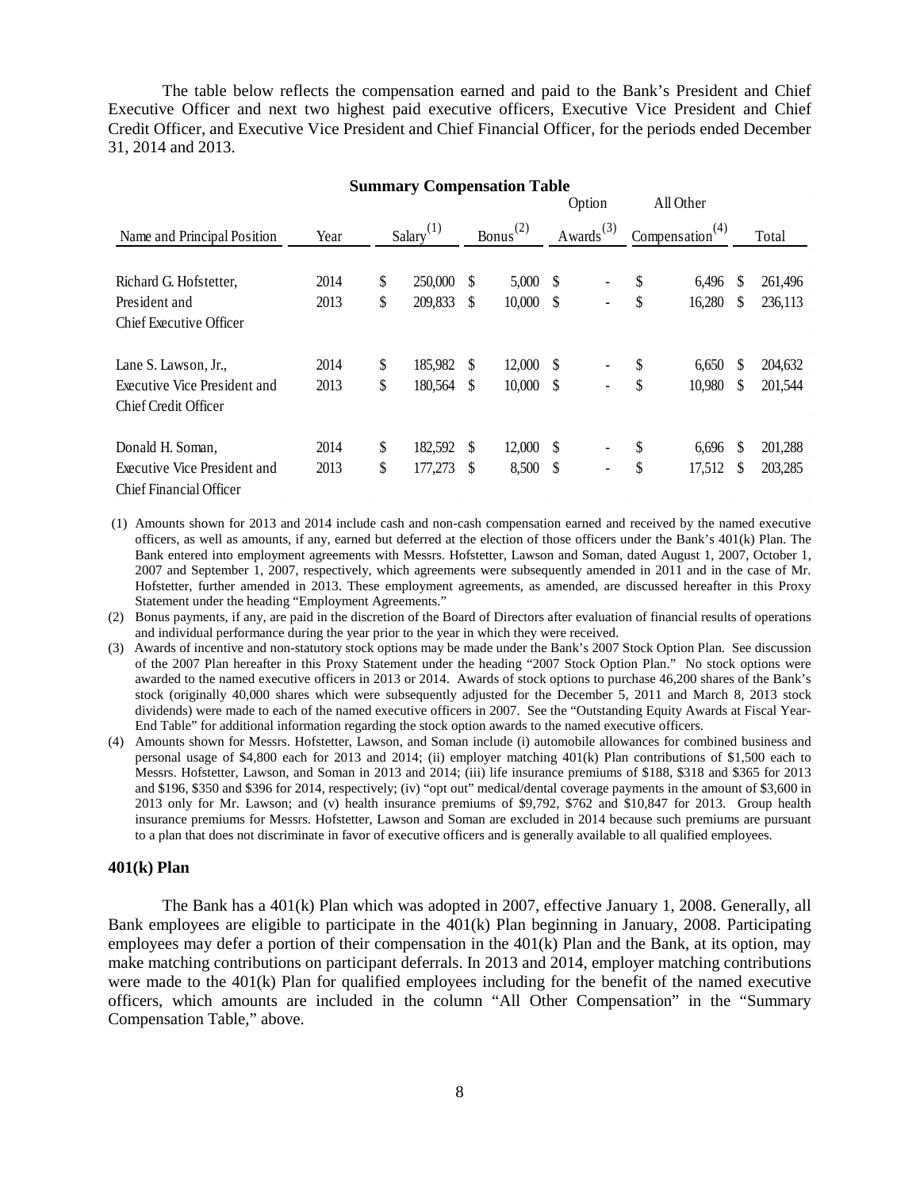The table below reflects the compensation earned and paid to the Bank's President and Chief Executive Officer and next two highest paid executive officers, Executive Vice President and Chief Credit Officer, and Executive Vice President and Chief Financial Officer, for the periods ended December 31, 2014 and 2013.

**Summary Compensation Table**

| Name and Principal Position | Year | Salary(1) | Bonus(2) | Option Awards(3) | All Other Compensation(4) | Total |
|---|---|---|---|---|---|---|
| Richard G. Hofstetter, | 2014 | $ 250,000 | $ 5,000 | $ - | $ 6,496 | $ 261,496 |
| President and | 2013 | $ 209,833 | $ 10,000 | $ - | $ 16,280 | $ 236,113 |
| Chief Executive Officer | | | | | | |
| Lane S. Lawson, Jr., | 2014 | $ 185,982 | $ 12,000 | $ - | $ 6,650 | $ 204,632 |
| Executive Vice President and | 2013 | $ 180,564 | $ 10,000 | $ - | $ 10,980 | $ 201,544 |
| Chief Credit Officer | | | | | | |
| Donald H. Soman, | 2014 | $ 182,592 | $ 12,000 | $ - | $ 6,696 | $ 201,288 |
| Executive Vice President and | 2013 | $ 177,273 | $ 8,500 | $ - | $ 17,512 | $ 203,285 |
| Chief Financial Officer | | | | | | |

(1) Amounts shown for 2013 and 2014 include cash and non-cash compensation earned and received by the named executive officers, as well as amounts, if any, earned but deferred at the election of those officers under the Bank's 401(k) Plan. The Bank entered into employment agreements with Messrs. Hofstetter, Lawson and Soman, dated August 1, 2007, October 1, 2007 and September 1, 2007, respectively, which agreements were subsequently amended in 2011 and in the case of Mr. Hofstetter, further amended in 2013. These employment agreements, as amended, are discussed hereafter in this Proxy Statement under the heading "Employment Agreements."

(2) Bonus payments, if any, are paid in the discretion of the Board of Directors after evaluation of financial results of operations and individual performance during the year prior to the year in which they were received.

(3) Awards of incentive and non-statutory stock options may be made under the Bank's 2007 Stock Option Plan. See discussion of the 2007 Plan hereafter in this Proxy Statement under the heading "2007 Stock Option Plan." No stock options were awarded to the named executive officers in 2013 or 2014. Awards of stock options to purchase 46,200 shares of the Bank's stock (originally 40,000 shares which were subsequently adjusted for the December 5, 2011 and March 8, 2013 stock dividends) were made to each of the named executive officers in 2007. See the "Outstanding Equity Awards at Fiscal Year-End Table" for additional information regarding the stock option awards to the named executive officers.

(4) Amounts shown for Messrs. Hofstetter, Lawson, and Soman include (i) automobile allowances for combined business and personal usage of $4,800 each for 2013 and 2014; (ii) employer matching 401(k) Plan contributions of $1,500 each to Messrs. Hofstetter, Lawson, and Soman in 2013 and 2014; (iii) life insurance premiums of $188, $318 and $365 for 2013 and $196, $350 and $396 for 2014, respectively; (iv) "opt out" medical/dental coverage payments in the amount of $3,600 in 2013 only for Mr. Lawson; and (v) health insurance premiums of $9,792, $762 and $10,847 for 2013. Group health insurance premiums for Messrs. Hofstetter, Lawson and Soman are excluded in 2014 because such premiums are pursuant to a plan that does not discriminate in favor of executive officers and is generally available to all qualified employees.

**401(k) Plan**

The Bank has a 401(k) Plan which was adopted in 2007, effective January 1, 2008. Generally, all Bank employees are eligible to participate in the 401(k) Plan beginning in January, 2008. Participating employees may defer a portion of their compensation in the 401(k) Plan and the Bank, at its option, may make matching contributions on participant deferrals. In 2013 and 2014, employer matching contributions were made to the 401(k) Plan for qualified employees including for the benefit of the named executive officers, which amounts are included in the column "All Other Compensation" in the "Summary Compensation Table," above.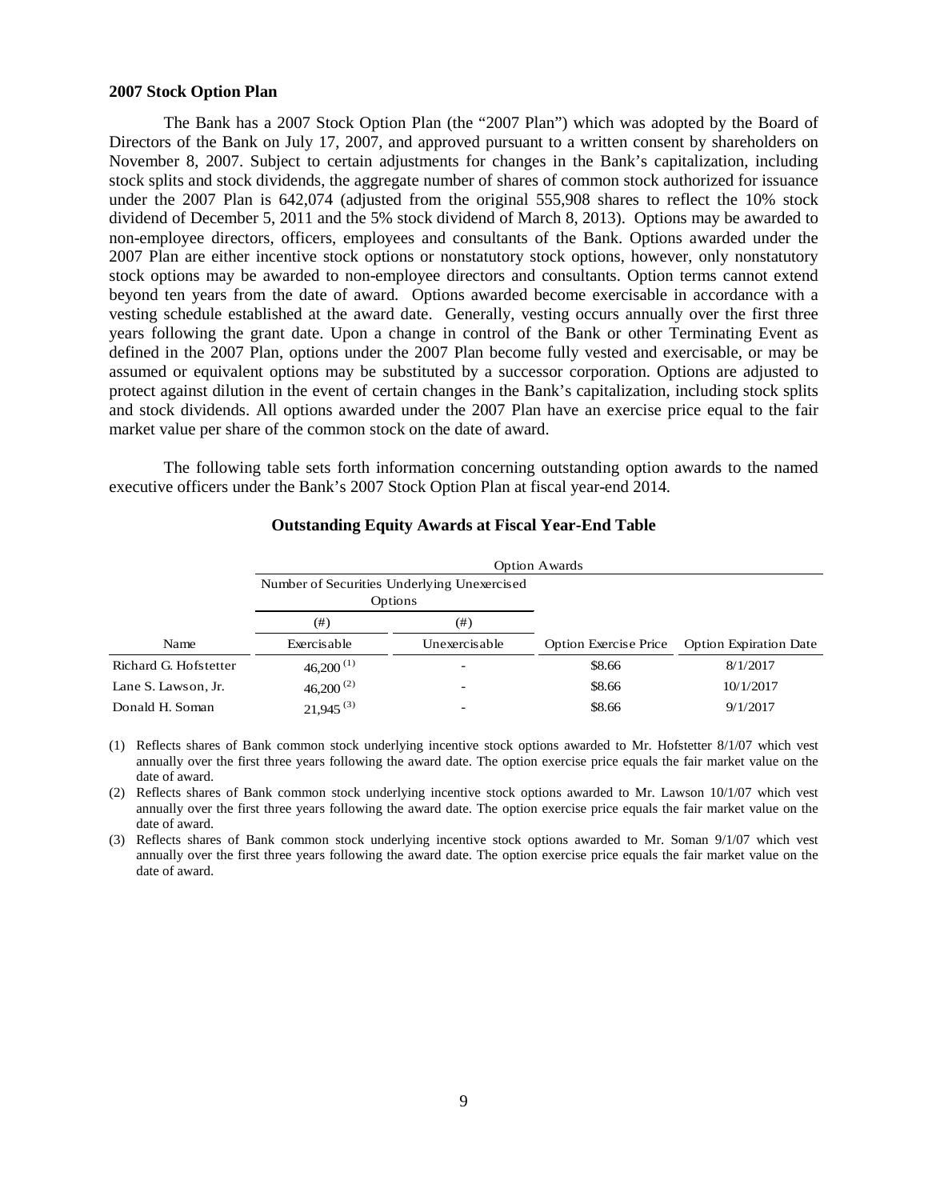**2007 Stock Option Plan**

The Bank has a 2007 Stock Option Plan (the "2007 Plan") which was adopted by the Board of Directors of the Bank on July 17, 2007, and approved pursuant to a written consent by shareholders on November 8, 2007. Subject to certain adjustments for changes in the Bank's capitalization, including stock splits and stock dividends, the aggregate number of shares of common stock authorized for issuance under the 2007 Plan is 642,074 (adjusted from the original 555,908 shares to reflect the 10% stock dividend of December 5, 2011 and the 5% stock dividend of March 8, 2013). Options may be awarded to non-employee directors, officers, employees and consultants of the Bank. Options awarded under the 2007 Plan are either incentive stock options or nonstatutory stock options, however, only nonstatutory stock options may be awarded to non-employee directors and consultants. Option terms cannot extend beyond ten years from the date of award. Options awarded become exercisable in accordance with a vesting schedule established at the award date. Generally, vesting occurs annually over the first three years following the grant date. Upon a change in control of the Bank or other Terminating Event as defined in the 2007 Plan, options under the 2007 Plan become fully vested and exercisable, or may be assumed or equivalent options may be substituted by a successor corporation. Options are adjusted to protect against dilution in the event of certain changes in the Bank's capitalization, including stock splits and stock dividends. All options awarded under the 2007 Plan have an exercise price equal to the fair market value per share of the common stock on the date of award.

The following table sets forth information concerning outstanding option awards to the named executive officers under the Bank's 2007 Stock Option Plan at fiscal year-end 2014.

**Outstanding Equity Awards at Fiscal Year-End Table**

| | Option Awards | | | |
|---|---|---|---|---|
| | Number of Securities Underlying Unexercised Options | | | |
| | (#) | (#) | | |
| Name | Exercisable | Unexercisable | Option Exercise Price | Option Expiration Date |
| Richard G. Hofstetter | 46,200 (1) | - | $8.66 | 8/1/2017 |
| Lane S. Lawson, Jr. | 46,200 (2) | - | $8.66 | 10/1/2017 |
| Donald H. Soman | 21,945 (3) | - | $8.66 | 9/1/2017 |

(1) Reflects shares of Bank common stock underlying incentive stock options awarded to Mr. Hofstetter 8/1/07 which vest annually over the first three years following the award date. The option exercise price equals the fair market value on the date of award.

(2) Reflects shares of Bank common stock underlying incentive stock options awarded to Mr. Lawson 10/1/07 which vest annually over the first three years following the award date. The option exercise price equals the fair market value on the date of award.

(3) Reflects shares of Bank common stock underlying incentive stock options awarded to Mr. Soman 9/1/07 which vest annually over the first three years following the award date. The option exercise price equals the fair market value on the date of award.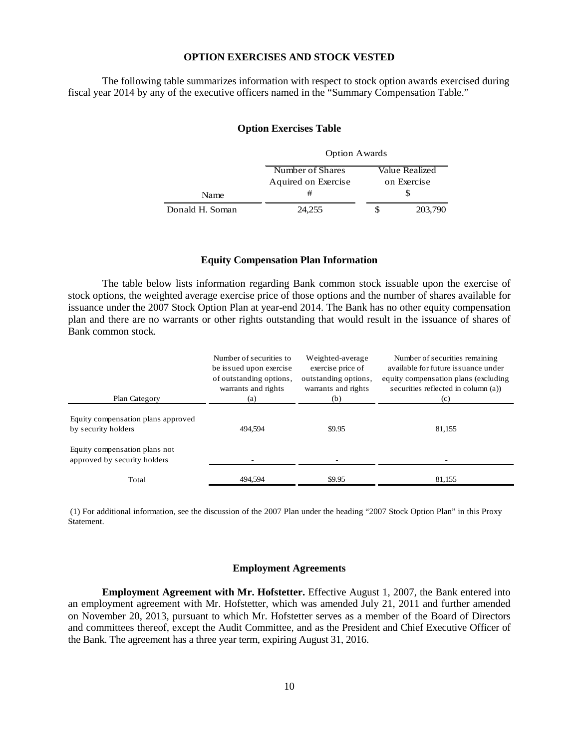### OPTION EXERCISES AND STOCK VESTED

The following table summarizes information with respect to stock option awards exercised during fiscal year 2014 by any of the executive officers named in the "Summary Compensation Table."

### Option Exercises Table

| | Option Awards | |
|---|---|---|
| Name | Number of Shares Aquired on Exercise # | Value Realized on Exercise $ |
| Donald H. Soman | 24,255 | $ 203,790 |

### Equity Compensation Plan Information

The table below lists information regarding Bank common stock issuable upon the exercise of stock options, the weighted average exercise price of those options and the number of shares available for issuance under the 2007 Stock Option Plan at year-end 2014. The Bank has no other equity compensation plan and there are no warrants or other rights outstanding that would result in the issuance of shares of Bank common stock.

| Plan Category | Number of securities to be issued upon exercise of outstanding options, warrants and rights (a) | Weighted-average exercise price of outstanding options, warrants and rights (b) | Number of securities remaining available for future issuance under equity compensation plans (excluding securities reflected in column (a)) (c) |
|---|---|---|---|
| Equity compensation plans approved by security holders | 494,594 | $9.95 | 81,155 |
| Equity compensation plans not approved by security holders | - | - | - |
| Total | 494,594 | $9.95 | 81,155 |

(1) For additional information, see the discussion of the 2007 Plan under the heading "2007 Stock Option Plan" in this Proxy Statement.

### Employment Agreements

**Employment Agreement with Mr. Hofstetter.** Effective August 1, 2007, the Bank entered into an employment agreement with Mr. Hofstetter, which was amended July 21, 2011 and further amended on November 20, 2013, pursuant to which Mr. Hofstetter serves as a member of the Board of Directors and committees thereof, except the Audit Committee, and as the President and Chief Executive Officer of the Bank. The agreement has a three year term, expiring August 31, 2016.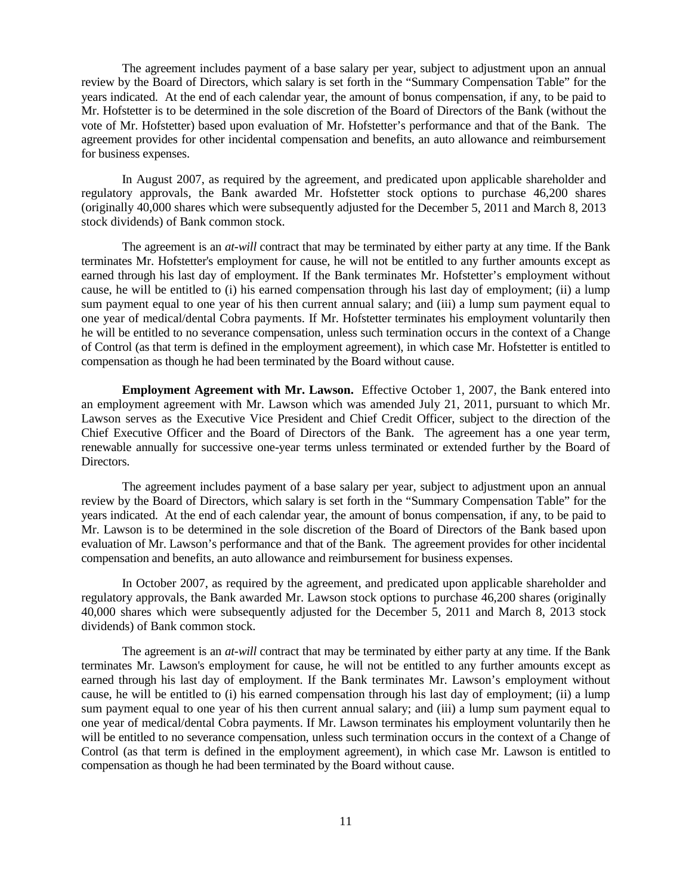The agreement includes payment of a base salary per year, subject to adjustment upon an annual review by the Board of Directors, which salary is set forth in the "Summary Compensation Table" for the years indicated. At the end of each calendar year, the amount of bonus compensation, if any, to be paid to Mr. Hofstetter is to be determined in the sole discretion of the Board of Directors of the Bank (without the vote of Mr. Hofstetter) based upon evaluation of Mr. Hofstetter's performance and that of the Bank. The agreement provides for other incidental compensation and benefits, an auto allowance and reimbursement for business expenses.

In August 2007, as required by the agreement, and predicated upon applicable shareholder and regulatory approvals, the Bank awarded Mr. Hofstetter stock options to purchase 46,200 shares (originally 40,000 shares which were subsequently adjusted for the December 5, 2011 and March 8, 2013 stock dividends) of Bank common stock.

The agreement is an *at-will* contract that may be terminated by either party at any time. If the Bank terminates Mr. Hofstetter's employment for cause, he will not be entitled to any further amounts except as earned through his last day of employment. If the Bank terminates Mr. Hofstetter's employment without cause, he will be entitled to (i) his earned compensation through his last day of employment; (ii) a lump sum payment equal to one year of his then current annual salary; and (iii) a lump sum payment equal to one year of medical/dental Cobra payments. If Mr. Hofstetter terminates his employment voluntarily then he will be entitled to no severance compensation, unless such termination occurs in the context of a Change of Control (as that term is defined in the employment agreement), in which case Mr. Hofstetter is entitled to compensation as though he had been terminated by the Board without cause.

**Employment Agreement with Mr. Lawson.** Effective October 1, 2007, the Bank entered into an employment agreement with Mr. Lawson which was amended July 21, 2011, pursuant to which Mr. Lawson serves as the Executive Vice President and Chief Credit Officer, subject to the direction of the Chief Executive Officer and the Board of Directors of the Bank. The agreement has a one year term, renewable annually for successive one-year terms unless terminated or extended further by the Board of Directors.

The agreement includes payment of a base salary per year, subject to adjustment upon an annual review by the Board of Directors, which salary is set forth in the "Summary Compensation Table" for the years indicated. At the end of each calendar year, the amount of bonus compensation, if any, to be paid to Mr. Lawson is to be determined in the sole discretion of the Board of Directors of the Bank based upon evaluation of Mr. Lawson's performance and that of the Bank. The agreement provides for other incidental compensation and benefits, an auto allowance and reimbursement for business expenses.

In October 2007, as required by the agreement, and predicated upon applicable shareholder and regulatory approvals, the Bank awarded Mr. Lawson stock options to purchase 46,200 shares (originally 40,000 shares which were subsequently adjusted for the December 5, 2011 and March 8, 2013 stock dividends) of Bank common stock.

The agreement is an *at-will* contract that may be terminated by either party at any time. If the Bank terminates Mr. Lawson's employment for cause, he will not be entitled to any further amounts except as earned through his last day of employment. If the Bank terminates Mr. Lawson's employment without cause, he will be entitled to (i) his earned compensation through his last day of employment; (ii) a lump sum payment equal to one year of his then current annual salary; and (iii) a lump sum payment equal to one year of medical/dental Cobra payments. If Mr. Lawson terminates his employment voluntarily then he will be entitled to no severance compensation, unless such termination occurs in the context of a Change of Control (as that term is defined in the employment agreement), in which case Mr. Lawson is entitled to compensation as though he had been terminated by the Board without cause.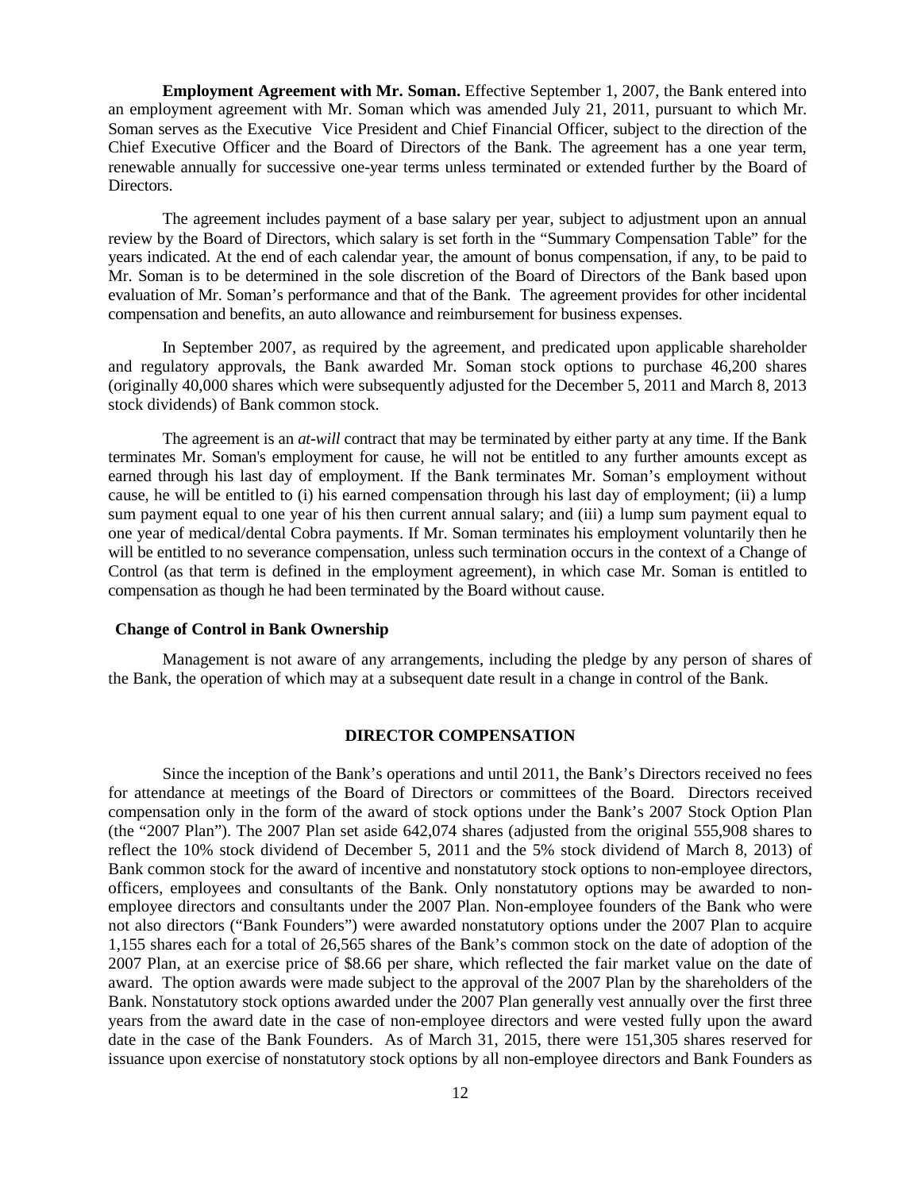**Employment Agreement with Mr. Soman.** Effective September 1, 2007, the Bank entered into an employment agreement with Mr. Soman which was amended July 21, 2011, pursuant to which Mr. Soman serves as the Executive Vice President and Chief Financial Officer, subject to the direction of the Chief Executive Officer and the Board of Directors of the Bank. The agreement has a one year term, renewable annually for successive one-year terms unless terminated or extended further by the Board of Directors.

The agreement includes payment of a base salary per year, subject to adjustment upon an annual review by the Board of Directors, which salary is set forth in the "Summary Compensation Table" for the years indicated. At the end of each calendar year, the amount of bonus compensation, if any, to be paid to Mr. Soman is to be determined in the sole discretion of the Board of Directors of the Bank based upon evaluation of Mr. Soman's performance and that of the Bank. The agreement provides for other incidental compensation and benefits, an auto allowance and reimbursement for business expenses.

In September 2007, as required by the agreement, and predicated upon applicable shareholder and regulatory approvals, the Bank awarded Mr. Soman stock options to purchase 46,200 shares (originally 40,000 shares which were subsequently adjusted for the December 5, 2011 and March 8, 2013 stock dividends) of Bank common stock.

The agreement is an *at-will* contract that may be terminated by either party at any time. If the Bank terminates Mr. Soman's employment for cause, he will not be entitled to any further amounts except as earned through his last day of employment. If the Bank terminates Mr. Soman's employment without cause, he will be entitled to (i) his earned compensation through his last day of employment; (ii) a lump sum payment equal to one year of his then current annual salary; and (iii) a lump sum payment equal to one year of medical/dental Cobra payments. If Mr. Soman terminates his employment voluntarily then he will be entitled to no severance compensation, unless such termination occurs in the context of a Change of Control (as that term is defined in the employment agreement), in which case Mr. Soman is entitled to compensation as though he had been terminated by the Board without cause.

**Change of Control in Bank Ownership**

Management is not aware of any arrangements, including the pledge by any person of shares of the Bank, the operation of which may at a subsequent date result in a change in control of the Bank.

## DIRECTOR COMPENSATION

Since the inception of the Bank's operations and until 2011, the Bank's Directors received no fees for attendance at meetings of the Board of Directors or committees of the Board. Directors received compensation only in the form of the award of stock options under the Bank's 2007 Stock Option Plan (the "2007 Plan"). The 2007 Plan set aside 642,074 shares (adjusted from the original 555,908 shares to reflect the 10% stock dividend of December 5, 2011 and the 5% stock dividend of March 8, 2013) of Bank common stock for the award of incentive and nonstatutory stock options to non-employee directors, officers, employees and consultants of the Bank. Only nonstatutory options may be awarded to non-employee directors and consultants under the 2007 Plan. Non-employee founders of the Bank who were not also directors ("Bank Founders") were awarded nonstatutory options under the 2007 Plan to acquire 1,155 shares each for a total of 26,565 shares of the Bank's common stock on the date of adoption of the 2007 Plan, at an exercise price of $8.66 per share, which reflected the fair market value on the date of award. The option awards were made subject to the approval of the 2007 Plan by the shareholders of the Bank. Nonstatutory stock options awarded under the 2007 Plan generally vest annually over the first three years from the award date in the case of non-employee directors and were vested fully upon the award date in the case of the Bank Founders. As of March 31, 2015, there were 151,305 shares reserved for issuance upon exercise of nonstatutory stock options by all non-employee directors and Bank Founders as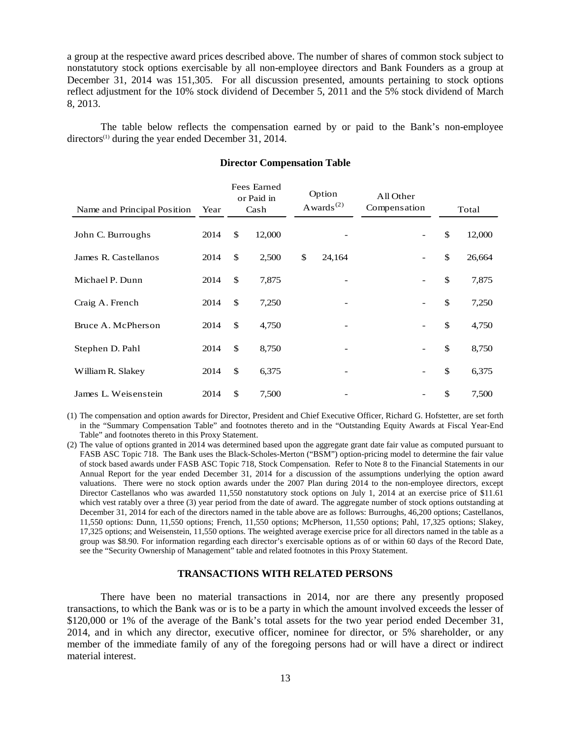a group at the respective award prices described above. The number of shares of common stock subject to nonstatutory stock options exercisable by all non-employee directors and Bank Founders as a group at December 31, 2014 was 151,305. For all discussion presented, amounts pertaining to stock options reflect adjustment for the 10% stock dividend of December 5, 2011 and the 5% stock dividend of March 8, 2013.

The table below reflects the compensation earned by or paid to the Bank's non-employee directors[1] during the year ended December 31, 2014.

**Director Compensation Table**

| Name and Principal Position | Year | Fees Earned or Paid in Cash | Option Awards[2] | All Other Compensation | Total |
|---|---|---|---|---|---|
| John C. Burroughs | 2014 | $ 12,000 | - | - | $ 12,000 |
| James R. Castellanos | 2014 | $ 2,500 | $ 24,164 | - | $ 26,664 |
| Michael P. Dunn | 2014 | $ 7,875 | - | - | $ 7,875 |
| Craig A. French | 2014 | $ 7,250 | - | - | $ 7,250 |
| Bruce A. McPherson | 2014 | $ 4,750 | - | - | $ 4,750 |
| Stephen D. Pahl | 2014 | $ 8,750 | - | - | $ 8,750 |
| William R. Slakey | 2014 | $ 6,375 | - | - | $ 6,375 |
| James L. Weisenstein | 2014 | $ 7,500 | - | - | $ 7,500 |

(1) The compensation and option awards for Director, President and Chief Executive Officer, Richard G. Hofstetter, are set forth in the "Summary Compensation Table" and footnotes thereto and in the "Outstanding Equity Awards at Fiscal Year-End Table" and footnotes thereto in this Proxy Statement.

(2) The value of options granted in 2014 was determined based upon the aggregate grant date fair value as computed pursuant to FASB ASC Topic 718. The Bank uses the Black-Scholes-Merton ("BSM") option-pricing model to determine the fair value of stock based awards under FASB ASC Topic 718, Stock Compensation. Refer to Note 8 to the Financial Statements in our Annual Report for the year ended December 31, 2014 for a discussion of the assumptions underlying the option award valuations. There were no stock option awards under the 2007 Plan during 2014 to the non-employee directors, except Director Castellanos who was awarded 11,550 nonstatutory stock options on July 1, 2014 at an exercise price of $11.61 which vest ratably over a three (3) year period from the date of award. The aggregate number of stock options outstanding at December 31, 2014 for each of the directors named in the table above are as follows: Burroughs, 46,200 options; Castellanos, 11,550 options: Dunn, 11,550 options; French, 11,550 options; McPherson, 11,550 options; Pahl, 17,325 options; Slakey, 17,325 options; and Weisenstein, 11,550 options. The weighted average exercise price for all directors named in the table as a group was $8.90. For information regarding each director's exercisable options as of or within 60 days of the Record Date, see the "Security Ownership of Management" table and related footnotes in this Proxy Statement.

## TRANSACTIONS WITH RELATED PERSONS

There have been no material transactions in 2014, nor are there any presently proposed transactions, to which the Bank was or is to be a party in which the amount involved exceeds the lesser of $120,000 or 1% of the average of the Bank's total assets for the two year period ended December 31, 2014, and in which any director, executive officer, nominee for director, or 5% shareholder, or any member of the immediate family of any of the foregoing persons had or will have a direct or indirect material interest.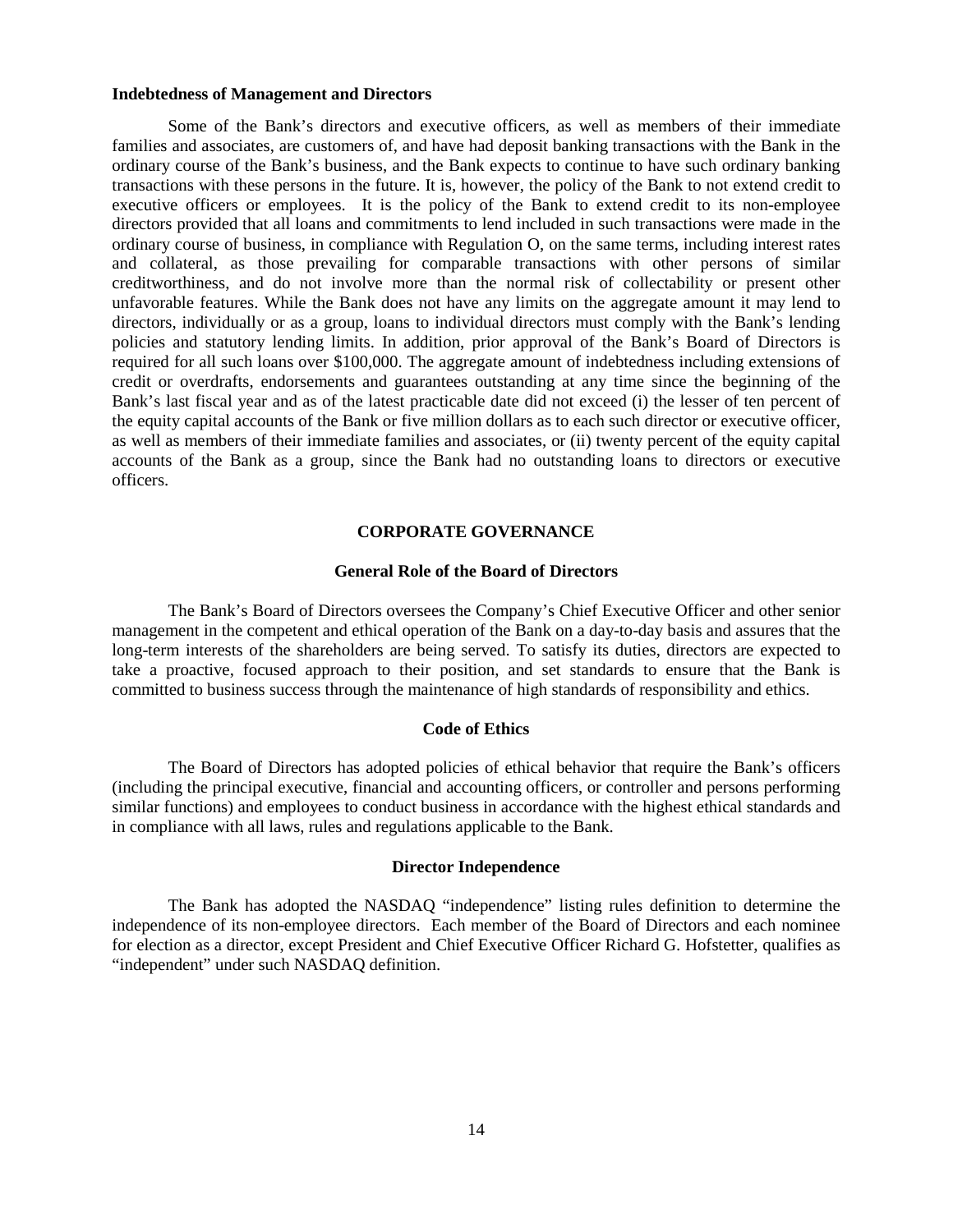**Indebtedness of Management and Directors**

Some of the Bank's directors and executive officers, as well as members of their immediate families and associates, are customers of, and have had deposit banking transactions with the Bank in the ordinary course of the Bank's business, and the Bank expects to continue to have such ordinary banking transactions with these persons in the future. It is, however, the policy of the Bank to not extend credit to executive officers or employees. It is the policy of the Bank to extend credit to its non-employee directors provided that all loans and commitments to lend included in such transactions were made in the ordinary course of business, in compliance with Regulation O, on the same terms, including interest rates and collateral, as those prevailing for comparable transactions with other persons of similar creditworthiness, and do not involve more than the normal risk of collectability or present other unfavorable features. While the Bank does not have any limits on the aggregate amount it may lend to directors, individually or as a group, loans to individual directors must comply with the Bank's lending policies and statutory lending limits. In addition, prior approval of the Bank's Board of Directors is required for all such loans over $100,000. The aggregate amount of indebtedness including extensions of credit or overdrafts, endorsements and guarantees outstanding at any time since the beginning of the Bank's last fiscal year and as of the latest practicable date did not exceed (i) the lesser of ten percent of the equity capital accounts of the Bank or five million dollars as to each such director or executive officer, as well as members of their immediate families and associates, or (ii) twenty percent of the equity capital accounts of the Bank as a group, since the Bank had no outstanding loans to directors or executive officers.

## CORPORATE GOVERNANCE

### General Role of the Board of Directors

The Bank's Board of Directors oversees the Company's Chief Executive Officer and other senior management in the competent and ethical operation of the Bank on a day-to-day basis and assures that the long-term interests of the shareholders are being served. To satisfy its duties, directors are expected to take a proactive, focused approach to their position, and set standards to ensure that the Bank is committed to business success through the maintenance of high standards of responsibility and ethics.

### Code of Ethics

The Board of Directors has adopted policies of ethical behavior that require the Bank's officers (including the principal executive, financial and accounting officers, or controller and persons performing similar functions) and employees to conduct business in accordance with the highest ethical standards and in compliance with all laws, rules and regulations applicable to the Bank.

### Director Independence

The Bank has adopted the NASDAQ "independence" listing rules definition to determine the independence of its non-employee directors. Each member of the Board of Directors and each nominee for election as a director, except President and Chief Executive Officer Richard G. Hofstetter, qualifies as "independent" under such NASDAQ definition.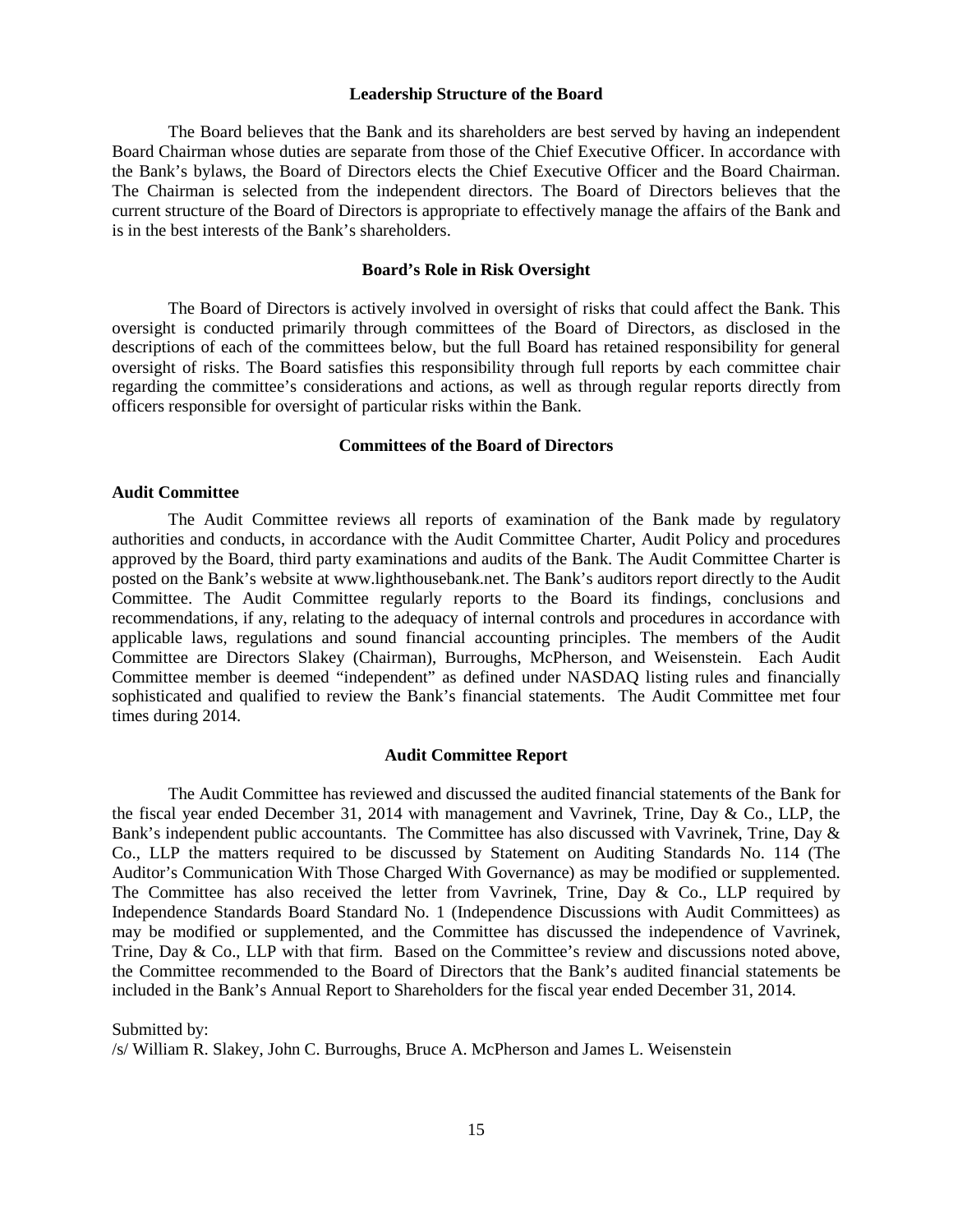## Leadership Structure of the Board

The Board believes that the Bank and its shareholders are best served by having an independent Board Chairman whose duties are separate from those of the Chief Executive Officer. In accordance with the Bank's bylaws, the Board of Directors elects the Chief Executive Officer and the Board Chairman. The Chairman is selected from the independent directors. The Board of Directors believes that the current structure of the Board of Directors is appropriate to effectively manage the affairs of the Bank and is in the best interests of the Bank's shareholders.

## Board's Role in Risk Oversight

The Board of Directors is actively involved in oversight of risks that could affect the Bank. This oversight is conducted primarily through committees of the Board of Directors, as disclosed in the descriptions of each of the committees below, but the full Board has retained responsibility for general oversight of risks. The Board satisfies this responsibility through full reports by each committee chair regarding the committee's considerations and actions, as well as through regular reports directly from officers responsible for oversight of particular risks within the Bank.

## Committees of the Board of Directors

### Audit Committee

The Audit Committee reviews all reports of examination of the Bank made by regulatory authorities and conducts, in accordance with the Audit Committee Charter, Audit Policy and procedures approved by the Board, third party examinations and audits of the Bank. The Audit Committee Charter is posted on the Bank's website at www.lighthousebank.net. The Bank's auditors report directly to the Audit Committee. The Audit Committee regularly reports to the Board its findings, conclusions and recommendations, if any, relating to the adequacy of internal controls and procedures in accordance with applicable laws, regulations and sound financial accounting principles. The members of the Audit Committee are Directors Slakey (Chairman), Burroughs, McPherson, and Weisenstein. Each Audit Committee member is deemed "independent" as defined under NASDAQ listing rules and financially sophisticated and qualified to review the Bank's financial statements. The Audit Committee met four times during 2014.

## Audit Committee Report

The Audit Committee has reviewed and discussed the audited financial statements of the Bank for the fiscal year ended December 31, 2014 with management and Vavrinek, Trine, Day & Co., LLP, the Bank's independent public accountants. The Committee has also discussed with Vavrinek, Trine, Day & Co., LLP the matters required to be discussed by Statement on Auditing Standards No. 114 (The Auditor's Communication With Those Charged With Governance) as may be modified or supplemented. The Committee has also received the letter from Vavrinek, Trine, Day & Co., LLP required by Independence Standards Board Standard No. 1 (Independence Discussions with Audit Committees) as may be modified or supplemented, and the Committee has discussed the independence of Vavrinek, Trine, Day & Co., LLP with that firm. Based on the Committee's review and discussions noted above, the Committee recommended to the Board of Directors that the Bank's audited financial statements be included in the Bank's Annual Report to Shareholders for the fiscal year ended December 31, 2014.

Submitted by:
/s/ William R. Slakey, John C. Burroughs, Bruce A. McPherson and James L. Weisenstein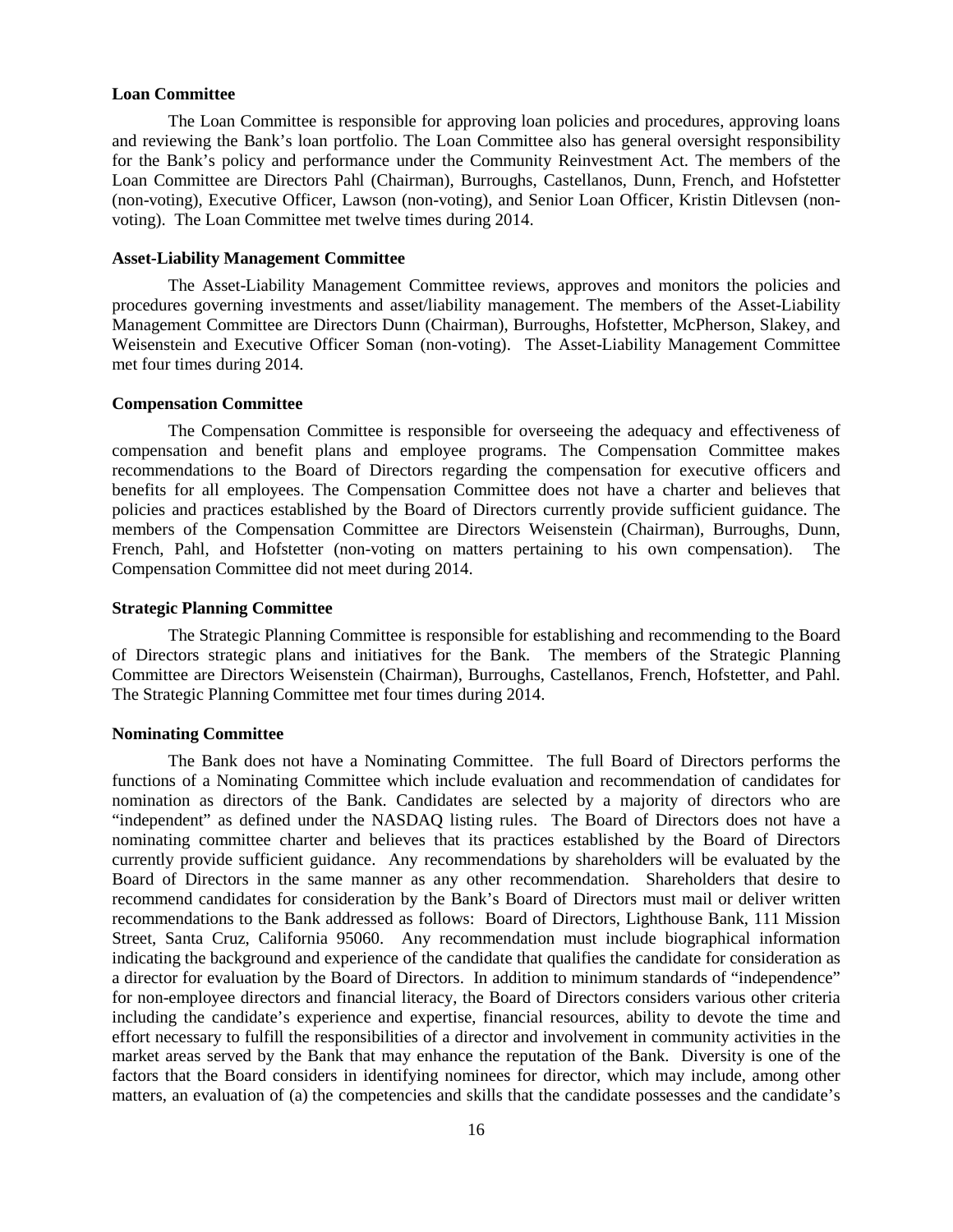**Loan Committee**

The Loan Committee is responsible for approving loan policies and procedures, approving loans and reviewing the Bank's loan portfolio. The Loan Committee also has general oversight responsibility for the Bank's policy and performance under the Community Reinvestment Act. The members of the Loan Committee are Directors Pahl (Chairman), Burroughs, Castellanos, Dunn, French, and Hofstetter (non-voting), Executive Officer, Lawson (non-voting), and Senior Loan Officer, Kristin Ditlevsen (non-voting). The Loan Committee met twelve times during 2014.

**Asset-Liability Management Committee**

The Asset-Liability Management Committee reviews, approves and monitors the policies and procedures governing investments and asset/liability management. The members of the Asset-Liability Management Committee are Directors Dunn (Chairman), Burroughs, Hofstetter, McPherson, Slakey, and Weisenstein and Executive Officer Soman (non-voting). The Asset-Liability Management Committee met four times during 2014.

**Compensation Committee**

The Compensation Committee is responsible for overseeing the adequacy and effectiveness of compensation and benefit plans and employee programs. The Compensation Committee makes recommendations to the Board of Directors regarding the compensation for executive officers and benefits for all employees. The Compensation Committee does not have a charter and believes that policies and practices established by the Board of Directors currently provide sufficient guidance. The members of the Compensation Committee are Directors Weisenstein (Chairman), Burroughs, Dunn, French, Pahl, and Hofstetter (non-voting on matters pertaining to his own compensation). The Compensation Committee did not meet during 2014.

**Strategic Planning Committee**

The Strategic Planning Committee is responsible for establishing and recommending to the Board of Directors strategic plans and initiatives for the Bank. The members of the Strategic Planning Committee are Directors Weisenstein (Chairman), Burroughs, Castellanos, French, Hofstetter, and Pahl. The Strategic Planning Committee met four times during 2014.

**Nominating Committee**

The Bank does not have a Nominating Committee. The full Board of Directors performs the functions of a Nominating Committee which include evaluation and recommendation of candidates for nomination as directors of the Bank. Candidates are selected by a majority of directors who are "independent" as defined under the NASDAQ listing rules. The Board of Directors does not have a nominating committee charter and believes that its practices established by the Board of Directors currently provide sufficient guidance. Any recommendations by shareholders will be evaluated by the Board of Directors in the same manner as any other recommendation. Shareholders that desire to recommend candidates for consideration by the Bank's Board of Directors must mail or deliver written recommendations to the Bank addressed as follows: Board of Directors, Lighthouse Bank, 111 Mission Street, Santa Cruz, California 95060. Any recommendation must include biographical information indicating the background and experience of the candidate that qualifies the candidate for consideration as a director for evaluation by the Board of Directors. In addition to minimum standards of "independence" for non-employee directors and financial literacy, the Board of Directors considers various other criteria including the candidate's experience and expertise, financial resources, ability to devote the time and effort necessary to fulfill the responsibilities of a director and involvement in community activities in the market areas served by the Bank that may enhance the reputation of the Bank. Diversity is one of the factors that the Board considers in identifying nominees for director, which may include, among other matters, an evaluation of (a) the competencies and skills that the candidate possesses and the candidate's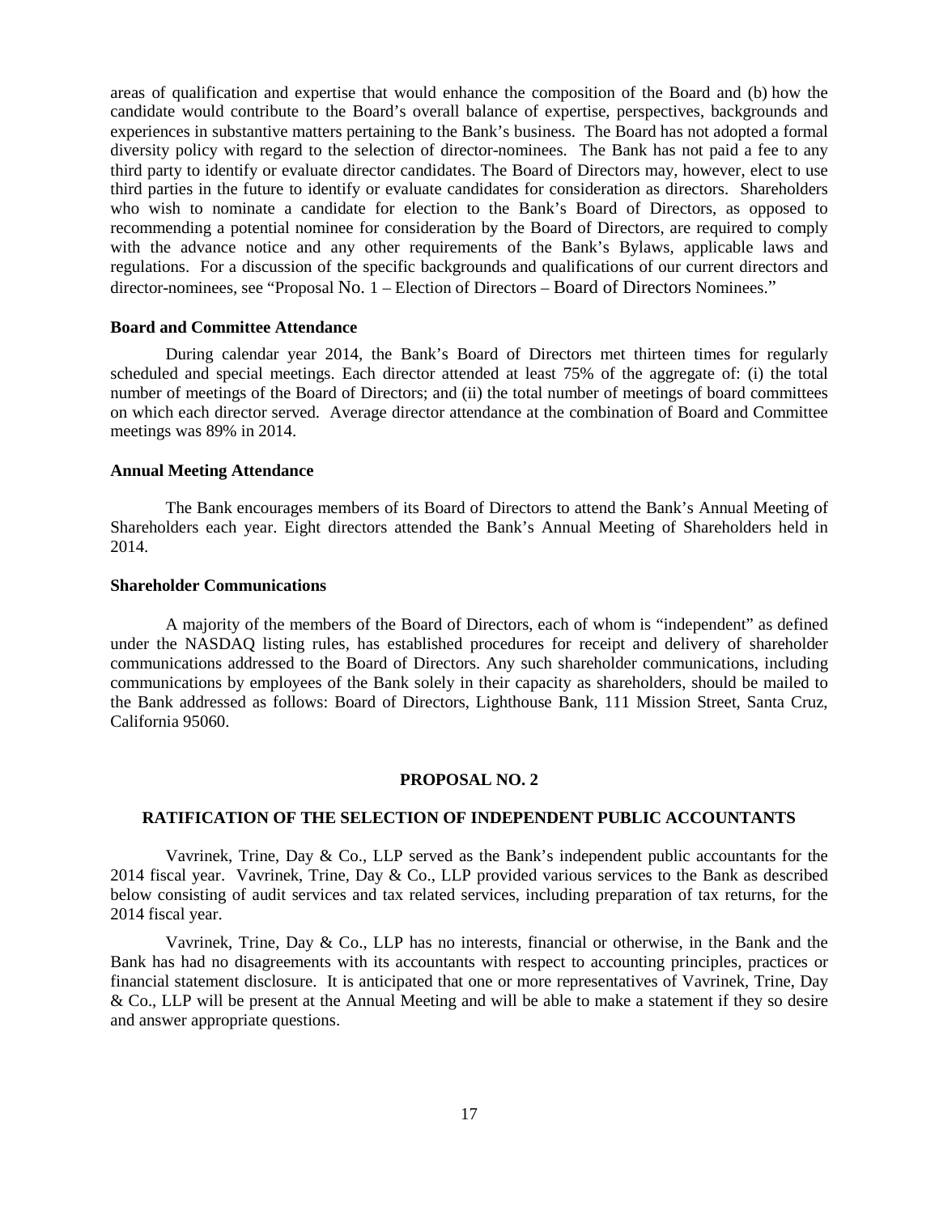areas of qualification and expertise that would enhance the composition of the Board and (b) how the candidate would contribute to the Board's overall balance of expertise, perspectives, backgrounds and experiences in substantive matters pertaining to the Bank's business. The Board has not adopted a formal diversity policy with regard to the selection of director-nominees. The Bank has not paid a fee to any third party to identify or evaluate director candidates. The Board of Directors may, however, elect to use third parties in the future to identify or evaluate candidates for consideration as directors. Shareholders who wish to nominate a candidate for election to the Bank's Board of Directors, as opposed to recommending a potential nominee for consideration by the Board of Directors, are required to comply with the advance notice and any other requirements of the Bank's Bylaws, applicable laws and regulations. For a discussion of the specific backgrounds and qualifications of our current directors and director-nominees, see "Proposal No. 1 – Election of Directors – Board of Directors Nominees."

**Board and Committee Attendance**

During calendar year 2014, the Bank's Board of Directors met thirteen times for regularly scheduled and special meetings. Each director attended at least 75% of the aggregate of: (i) the total number of meetings of the Board of Directors; and (ii) the total number of meetings of board committees on which each director served. Average director attendance at the combination of Board and Committee meetings was 89% in 2014.

**Annual Meeting Attendance**

The Bank encourages members of its Board of Directors to attend the Bank's Annual Meeting of Shareholders each year. Eight directors attended the Bank's Annual Meeting of Shareholders held in 2014.

**Shareholder Communications**

A majority of the members of the Board of Directors, each of whom is "independent" as defined under the NASDAQ listing rules, has established procedures for receipt and delivery of shareholder communications addressed to the Board of Directors. Any such shareholder communications, including communications by employees of the Bank solely in their capacity as shareholders, should be mailed to the Bank addressed as follows: Board of Directors, Lighthouse Bank, 111 Mission Street, Santa Cruz, California 95060.

## PROPOSAL NO. 2

## RATIFICATION OF THE SELECTION OF INDEPENDENT PUBLIC ACCOUNTANTS

Vavrinek, Trine, Day & Co., LLP served as the Bank's independent public accountants for the 2014 fiscal year. Vavrinek, Trine, Day & Co., LLP provided various services to the Bank as described below consisting of audit services and tax related services, including preparation of tax returns, for the 2014 fiscal year.

Vavrinek, Trine, Day & Co., LLP has no interests, financial or otherwise, in the Bank and the Bank has had no disagreements with its accountants with respect to accounting principles, practices or financial statement disclosure. It is anticipated that one or more representatives of Vavrinek, Trine, Day & Co., LLP will be present at the Annual Meeting and will be able to make a statement if they so desire and answer appropriate questions.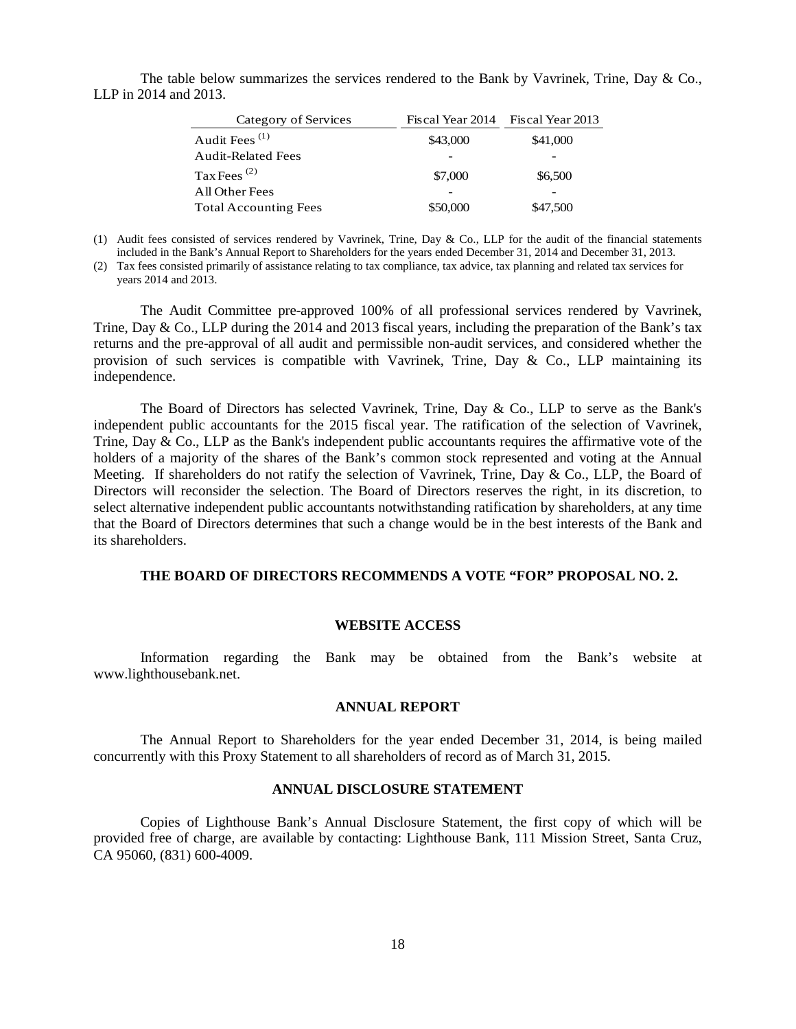The table below summarizes the services rendered to the Bank by Vavrinek, Trine, Day & Co., LLP in 2014 and 2013.

| Category of Services | Fiscal Year 2014 | Fiscal Year 2013 |
| --- | --- | --- |
| Audit Fees [1] | $43,000 | $41,000 |
| Audit-Related Fees | - | - |
| Tax Fees [2] | $7,000 | $6,500 |
| All Other Fees | - | - |
| Total Accounting Fees | $50,000 | $47,500 |

(1) Audit fees consisted of services rendered by Vavrinek, Trine, Day & Co., LLP for the audit of the financial statements included in the Bank's Annual Report to Shareholders for the years ended December 31, 2014 and December 31, 2013.

(2) Tax fees consisted primarily of assistance relating to tax compliance, tax advice, tax planning and related tax services for years 2014 and 2013.

The Audit Committee pre-approved 100% of all professional services rendered by Vavrinek, Trine, Day & Co., LLP during the 2014 and 2013 fiscal years, including the preparation of the Bank's tax returns and the pre-approval of all audit and permissible non-audit services, and considered whether the provision of such services is compatible with Vavrinek, Trine, Day & Co., LLP maintaining its independence.

The Board of Directors has selected Vavrinek, Trine, Day & Co., LLP to serve as the Bank's independent public accountants for the 2015 fiscal year. The ratification of the selection of Vavrinek, Trine, Day & Co., LLP as the Bank's independent public accountants requires the affirmative vote of the holders of a majority of the shares of the Bank's common stock represented and voting at the Annual Meeting. If shareholders do not ratify the selection of Vavrinek, Trine, Day & Co., LLP, the Board of Directors will reconsider the selection. The Board of Directors reserves the right, in its discretion, to select alternative independent public accountants notwithstanding ratification by shareholders, at any time that the Board of Directors determines that such a change would be in the best interests of the Bank and its shareholders.

**THE BOARD OF DIRECTORS RECOMMENDS A VOTE "FOR" PROPOSAL NO. 2.**

## WEBSITE ACCESS

Information regarding the Bank may be obtained from the Bank's website at www.lighthousebank.net.

## ANNUAL REPORT

The Annual Report to Shareholders for the year ended December 31, 2014, is being mailed concurrently with this Proxy Statement to all shareholders of record as of March 31, 2015.

## ANNUAL DISCLOSURE STATEMENT

Copies of Lighthouse Bank's Annual Disclosure Statement, the first copy of which will be provided free of charge, are available by contacting: Lighthouse Bank, 111 Mission Street, Santa Cruz, CA 95060, (831) 600-4009.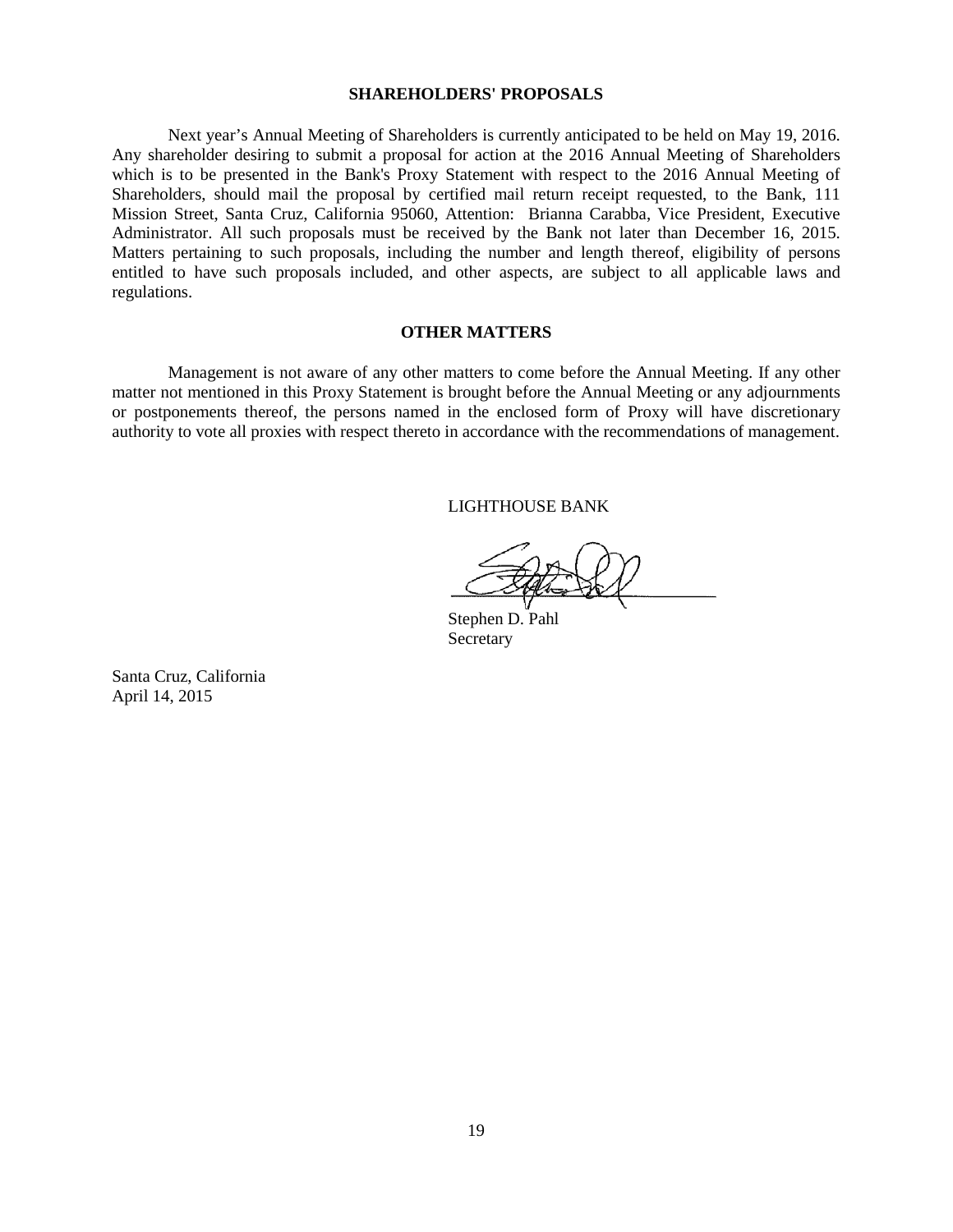## SHAREHOLDERS' PROPOSALS

Next year's Annual Meeting of Shareholders is currently anticipated to be held on May 19, 2016. Any shareholder desiring to submit a proposal for action at the 2016 Annual Meeting of Shareholders which is to be presented in the Bank's Proxy Statement with respect to the 2016 Annual Meeting of Shareholders, should mail the proposal by certified mail return receipt requested, to the Bank, 111 Mission Street, Santa Cruz, California 95060, Attention: Brianna Carabba, Vice President, Executive Administrator. All such proposals must be received by the Bank not later than December 16, 2015. Matters pertaining to such proposals, including the number and length thereof, eligibility of persons entitled to have such proposals included, and other aspects, are subject to all applicable laws and regulations.

## OTHER MATTERS

Management is not aware of any other matters to come before the Annual Meeting. If any other matter not mentioned in this Proxy Statement is brought before the Annual Meeting or any adjournments or postponements thereof, the persons named in the enclosed form of Proxy will have discretionary authority to vote all proxies with respect thereto in accordance with the recommendations of management.

LIGHTHOUSE BANK

Stephen D. Pahl
Secretary

Santa Cruz, California
April 14, 2015